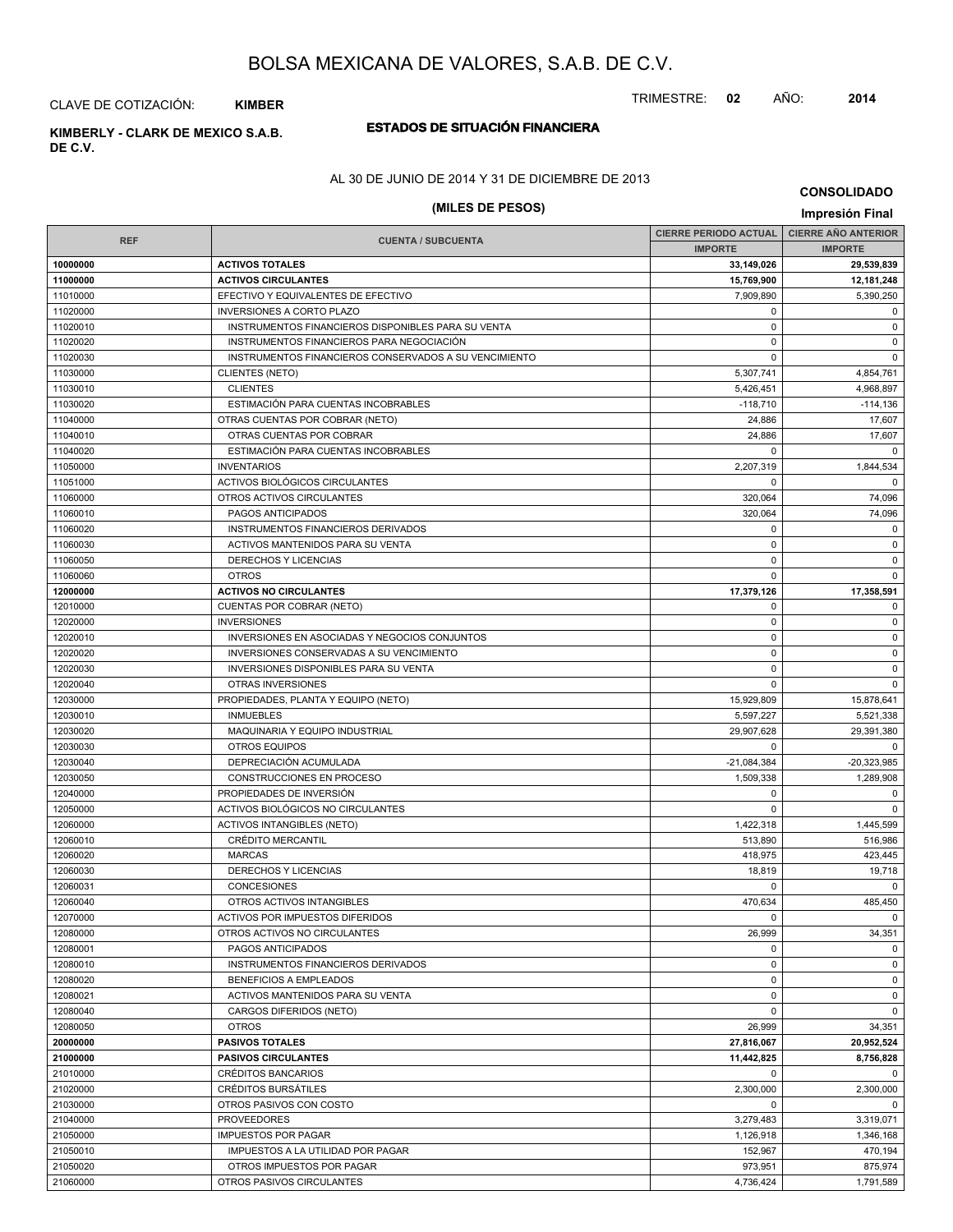# BOLSA MEXICANA DE VALORES, S.A.B. DE C.V.

CLAVE DE COTIZACIÓN: **KIMBER**

TRIMESTRE: **02** AÑO: **2014**

**KIMBERLY - CLARK DE MEXICO S.A.B. DE C.V.**

## ESTADOS DE SITUACIÓN FINANCIERA

AL 30 DE JUNIO DE 2014 Y 31 DE DICIEMBRE DE 2013

**CONSOLIDADO**

**(MILES DE PESOS)**

**Impresión Final**

| REF | CUENTA / SUBCUENTA | CIERRE PERIODO ACTUAL IMPORTE | CIERRE AÑO ANTERIOR IMPORTE |
|---|---|---|---|
| **10000000** | **ACTIVOS TOTALES** | **33,149,026** | **29,539,839** |
| **11000000** | **ACTIVOS CIRCULANTES** | **15,769,900** | **12,181,248** |
| 11010000 | EFECTIVO Y EQUIVALENTES DE EFECTIVO | 7,909,890 | 5,390,250 |
| 11020000 | INVERSIONES A CORTO PLAZO | 0 | 0 |
| 11020010 | INSTRUMENTOS FINANCIEROS DISPONIBLES PARA SU VENTA | 0 | 0 |
| 11020020 | INSTRUMENTOS FINANCIEROS PARA NEGOCIACIÓN | 0 | 0 |
| 11020030 | INSTRUMENTOS FINANCIEROS CONSERVADOS A SU VENCIMIENTO | 0 | 0 |
| 11030000 | CLIENTES (NETO) | 5,307,741 | 4,854,761 |
| 11030010 | CLIENTES | 5,426,451 | 4,968,897 |
| 11030020 | ESTIMACIÓN PARA CUENTAS INCOBRABLES | -118,710 | -114,136 |
| 11040000 | OTRAS CUENTAS POR COBRAR (NETO) | 24,886 | 17,607 |
| 11040010 | OTRAS CUENTAS POR COBRAR | 24,886 | 17,607 |
| 11040020 | ESTIMACIÓN PARA CUENTAS INCOBRABLES | 0 | 0 |
| 11050000 | INVENTARIOS | 2,207,319 | 1,844,534 |
| 11051000 | ACTIVOS BIOLÓGICOS CIRCULANTES | 0 | 0 |
| 11060000 | OTROS ACTIVOS CIRCULANTES | 320,064 | 74,096 |
| 11060010 | PAGOS ANTICIPADOS | 320,064 | 74,096 |
| 11060020 | INSTRUMENTOS FINANCIEROS DERIVADOS | 0 | 0 |
| 11060030 | ACTIVOS MANTENIDOS PARA SU VENTA | 0 | 0 |
| 11060050 | DERECHOS Y LICENCIAS | 0 | 0 |
| 11060060 | OTROS | 0 | 0 |
| **12000000** | **ACTIVOS NO CIRCULANTES** | **17,379,126** | **17,358,591** |
| 12010000 | CUENTAS POR COBRAR (NETO) | 0 | 0 |
| 12020000 | INVERSIONES | 0 | 0 |
| 12020010 | INVERSIONES EN ASOCIADAS Y NEGOCIOS CONJUNTOS | 0 | 0 |
| 12020020 | INVERSIONES CONSERVADAS A SU VENCIMIENTO | 0 | 0 |
| 12020030 | INVERSIONES DISPONIBLES PARA SU VENTA | 0 | 0 |
| 12020040 | OTRAS INVERSIONES | 0 | 0 |
| 12030000 | PROPIEDADES, PLANTA Y EQUIPO (NETO) | 15,929,809 | 15,878,641 |
| 12030010 | INMUEBLES | 5,597,227 | 5,521,338 |
| 12030020 | MAQUINARIA Y EQUIPO INDUSTRIAL | 29,907,628 | 29,391,380 |
| 12030030 | OTROS EQUIPOS | 0 | 0 |
| 12030040 | DEPRECIACIÓN ACUMULADA | -21,084,384 | -20,323,985 |
| 12030050 | CONSTRUCCIONES EN PROCESO | 1,509,338 | 1,289,908 |
| 12040000 | PROPIEDADES DE INVERSIÓN | 0 | 0 |
| 12050000 | ACTIVOS BIOLÓGICOS NO CIRCULANTES | 0 | 0 |
| 12060000 | ACTIVOS INTANGIBLES (NETO) | 1,422,318 | 1,445,599 |
| 12060010 | CRÉDITO MERCANTIL | 513,890 | 516,986 |
| 12060020 | MARCAS | 418,975 | 423,445 |
| 12060030 | DERECHOS Y LICENCIAS | 18,819 | 19,718 |
| 12060031 | CONCESIONES | 0 | 0 |
| 12060040 | OTROS ACTIVOS INTANGIBLES | 470,634 | 485,450 |
| 12070000 | ACTIVOS POR IMPUESTOS DIFERIDOS | 0 | 0 |
| 12080000 | OTROS ACTIVOS NO CIRCULANTES | 26,999 | 34,351 |
| 12080001 | PAGOS ANTICIPADOS | 0 | 0 |
| 12080010 | INSTRUMENTOS FINANCIEROS DERIVADOS | 0 | 0 |
| 12080020 | BENEFICIOS A EMPLEADOS | 0 | 0 |
| 12080021 | ACTIVOS MANTENIDOS PARA SU VENTA | 0 | 0 |
| 12080040 | CARGOS DIFERIDOS (NETO) | 0 | 0 |
| 12080050 | OTROS | 26,999 | 34,351 |
| **20000000** | **PASIVOS TOTALES** | **27,816,067** | **20,952,524** |
| **21000000** | **PASIVOS CIRCULANTES** | **11,442,825** | **8,756,828** |
| 21010000 | CRÉDITOS BANCARIOS | 0 | 0 |
| 21020000 | CRÉDITOS BURSÁTILES | 2,300,000 | 2,300,000 |
| 21030000 | OTROS PASIVOS CON COSTO | 0 | 0 |
| 21040000 | PROVEEDORES | 3,279,483 | 3,319,071 |
| 21050000 | IMPUESTOS POR PAGAR | 1,126,918 | 1,346,168 |
| 21050010 | IMPUESTOS A LA UTILIDAD POR PAGAR | 152,967 | 470,194 |
| 21050020 | OTROS IMPUESTOS POR PAGAR | 973,951 | 875,974 |
| 21060000 | OTROS PASIVOS CIRCULANTES | 4,736,424 | 1,791,589 |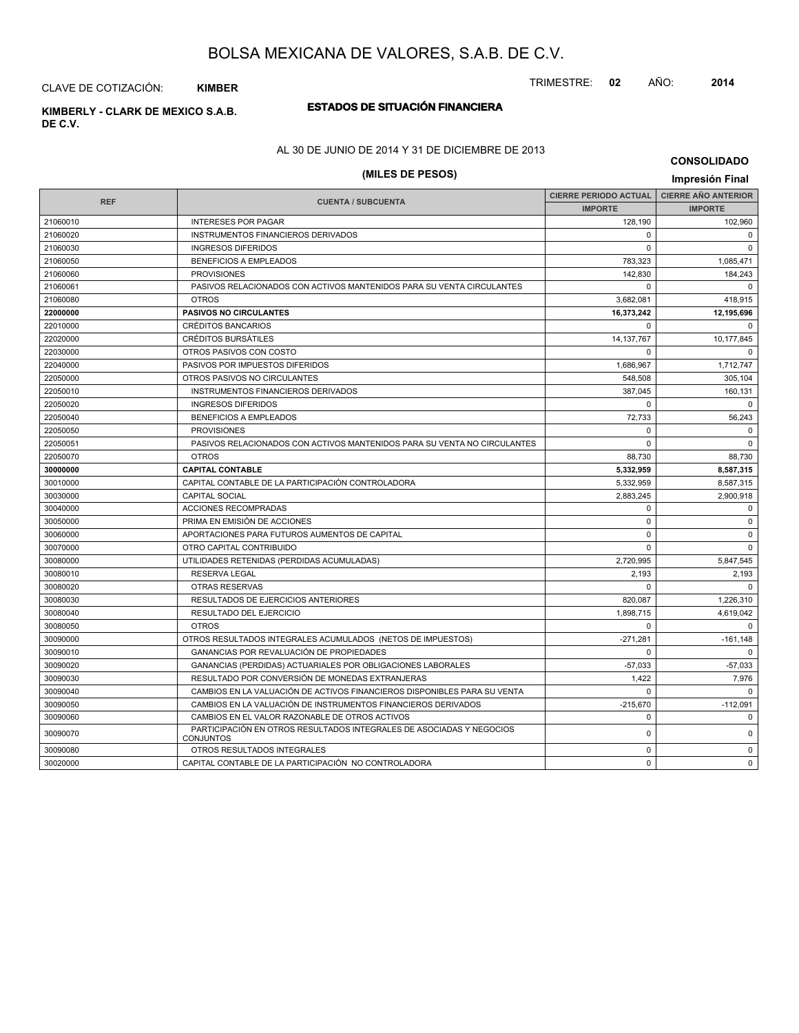# BOLSA MEXICANA DE VALORES, S.A.B. DE C.V.

CLAVE DE COTIZACIÓN: **KIMBER**

TRIMESTRE: **02** AÑO: **2014**

**KIMBERLY - CLARK DE MEXICO S.A.B. DE C.V.**

## ESTADOS DE SITUACIÓN FINANCIERA

AL 30 DE JUNIO DE 2014 Y 31 DE DICIEMBRE DE 2013

**CONSOLIDADO**

**(MILES DE PESOS)**

**Impresión Final**

| REF | CUENTA / SUBCUENTA | CIERRE PERIODO ACTUAL | CIERRE AÑO ANTERIOR |
|---|---|---|---|
| | | IMPORTE | IMPORTE |
| 21060010 | INTERESES POR PAGAR | 128,190 | 102,960 |
| 21060020 | INSTRUMENTOS FINANCIEROS DERIVADOS | 0 | 0 |
| 21060030 | INGRESOS DIFERIDOS | 0 | 0 |
| 21060050 | BENEFICIOS A EMPLEADOS | 783,323 | 1,085,471 |
| 21060060 | PROVISIONES | 142,830 | 184,243 |
| 21060061 | PASIVOS RELACIONADOS CON ACTIVOS MANTENIDOS PARA SU VENTA CIRCULANTES | 0 | 0 |
| 21060080 | OTROS | 3,682,081 | 418,915 |
| **22000000** | **PASIVOS NO CIRCULANTES** | **16,373,242** | **12,195,696** |
| 22010000 | CRÉDITOS BANCARIOS | 0 | 0 |
| 22020000 | CRÉDITOS BURSÁTILES | 14,137,767 | 10,177,845 |
| 22030000 | OTROS PASIVOS CON COSTO | 0 | 0 |
| 22040000 | PASIVOS POR IMPUESTOS DIFERIDOS | 1,686,967 | 1,712,747 |
| 22050000 | OTROS PASIVOS NO CIRCULANTES | 548,508 | 305,104 |
| 22050010 | INSTRUMENTOS FINANCIEROS DERIVADOS | 387,045 | 160,131 |
| 22050020 | INGRESOS DIFERIDOS | 0 | 0 |
| 22050040 | BENEFICIOS A EMPLEADOS | 72,733 | 56,243 |
| 22050050 | PROVISIONES | 0 | 0 |
| 22050051 | PASIVOS RELACIONADOS CON ACTIVOS MANTENIDOS PARA SU VENTA NO CIRCULANTES | 0 | 0 |
| 22050070 | OTROS | 88,730 | 88,730 |
| **30000000** | **CAPITAL CONTABLE** | **5,332,959** | **8,587,315** |
| 30010000 | CAPITAL CONTABLE DE LA PARTICIPACIÓN CONTROLADORA | 5,332,959 | 8,587,315 |
| 30030000 | CAPITAL SOCIAL | 2,883,245 | 2,900,918 |
| 30040000 | ACCIONES RECOMPRADAS | 0 | 0 |
| 30050000 | PRIMA EN EMISIÓN DE ACCIONES | 0 | 0 |
| 30060000 | APORTACIONES PARA FUTUROS AUMENTOS DE CAPITAL | 0 | 0 |
| 30070000 | OTRO CAPITAL CONTRIBUIDO | 0 | 0 |
| 30080000 | UTILIDADES RETENIDAS (PERDIDAS ACUMULADAS) | 2,720,995 | 5,847,545 |
| 30080010 | RESERVA LEGAL | 2,193 | 2,193 |
| 30080020 | OTRAS RESERVAS | 0 | 0 |
| 30080030 | RESULTADOS DE EJERCICIOS ANTERIORES | 820,087 | 1,226,310 |
| 30080040 | RESULTADO DEL EJERCICIO | 1,898,715 | 4,619,042 |
| 30080050 | OTROS | 0 | 0 |
| 30090000 | OTROS RESULTADOS INTEGRALES ACUMULADOS (NETOS DE IMPUESTOS) | -271,281 | -161,148 |
| 30090010 | GANANCIAS POR REVALUACIÓN DE PROPIEDADES | 0 | 0 |
| 30090020 | GANANCIAS (PERDIDAS) ACTUARIALES POR OBLIGACIONES LABORALES | -57,033 | -57,033 |
| 30090030 | RESULTADO POR CONVERSIÓN DE MONEDAS EXTRANJERAS | 1,422 | 7,976 |
| 30090040 | CAMBIOS EN LA VALUACIÓN DE ACTIVOS FINANCIEROS DISPONIBLES PARA SU VENTA | 0 | 0 |
| 30090050 | CAMBIOS EN LA VALUACIÓN DE INSTRUMENTOS FINANCIEROS DERIVADOS | -215,670 | -112,091 |
| 30090060 | CAMBIOS EN EL VALOR RAZONABLE DE OTROS ACTIVOS | 0 | 0 |
| 30090070 | PARTICIPACIÓN EN OTROS RESULTADOS INTEGRALES DE ASOCIADAS Y NEGOCIOS CONJUNTOS | 0 | 0 |
| 30090080 | OTROS RESULTADOS INTEGRALES | 0 | 0 |
| 30020000 | CAPITAL CONTABLE DE LA PARTICIPACIÓN NO CONTROLADORA | 0 | 0 |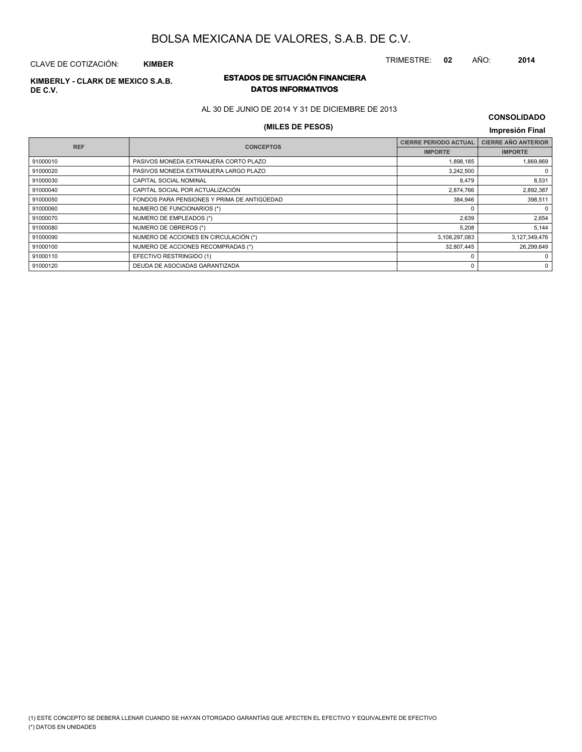# BOLSA MEXICANA DE VALORES, S.A.B. DE C.V.

CLAVE DE COTIZACIÓN: **KIMBER**

TRIMESTRE: **02** AÑO: **2014**

**KIMBERLY - CLARK DE MEXICO S.A.B. DE C.V.**

## ESTADOS DE SITUACIÓN FINANCIERA
## DATOS INFORMATIVOS

AL 30 DE JUNIO DE 2014 Y 31 DE DICIEMBRE DE 2013

**CONSOLIDADO**

**(MILES DE PESOS)**

**Impresión Final**

| REF | CONCEPTOS | CIERRE PERIODO ACTUAL | CIERRE AÑO ANTERIOR |
|---|---|---|---|
| | | IMPORTE | IMPORTE |
| 91000010 | PASIVOS MONEDA EXTRANJERA CORTO PLAZO | 1,898,185 | 1,869,869 |
| 91000020 | PASIVOS MONEDA EXTRANJERA LARGO PLAZO | 3,242,500 | 0 |
| 91000030 | CAPITAL SOCIAL NOMINAL | 8,479 | 8,531 |
| 91000040 | CAPITAL SOCIAL POR ACTUALIZACIÓN | 2,874,766 | 2,892,387 |
| 91000050 | FONDOS PARA PENSIONES Y PRIMA DE ANTIGÜEDAD | 384,946 | 398,511 |
| 91000060 | NUMERO DE FUNCIONARIOS (*) | 0 | 0 |
| 91000070 | NUMERO DE EMPLEADOS (*) | 2,639 | 2,654 |
| 91000080 | NUMERO DE OBREROS (*) | 5,208 | 5,144 |
| 91000090 | NUMERO DE ACCIONES EN CIRCULACIÓN (*) | 3,108,297,083 | 3,127,349,476 |
| 91000100 | NUMERO DE ACCIONES RECOMPRADAS (*) | 32,807,445 | 26,299,649 |
| 91000110 | EFECTIVO RESTRINGIDO (1) | 0 | 0 |
| 91000120 | DEUDA DE ASOCIADAS GARANTIZADA | 0 | 0 |

(1) ESTE CONCEPTO SE DEBERÁ LLENAR CUANDO SE HAYAN OTORGADO GARANTÍAS QUE AFECTEN EL EFECTIVO Y EQUIVALENTE DE EFECTIVO
(*) DATOS EN UNIDADES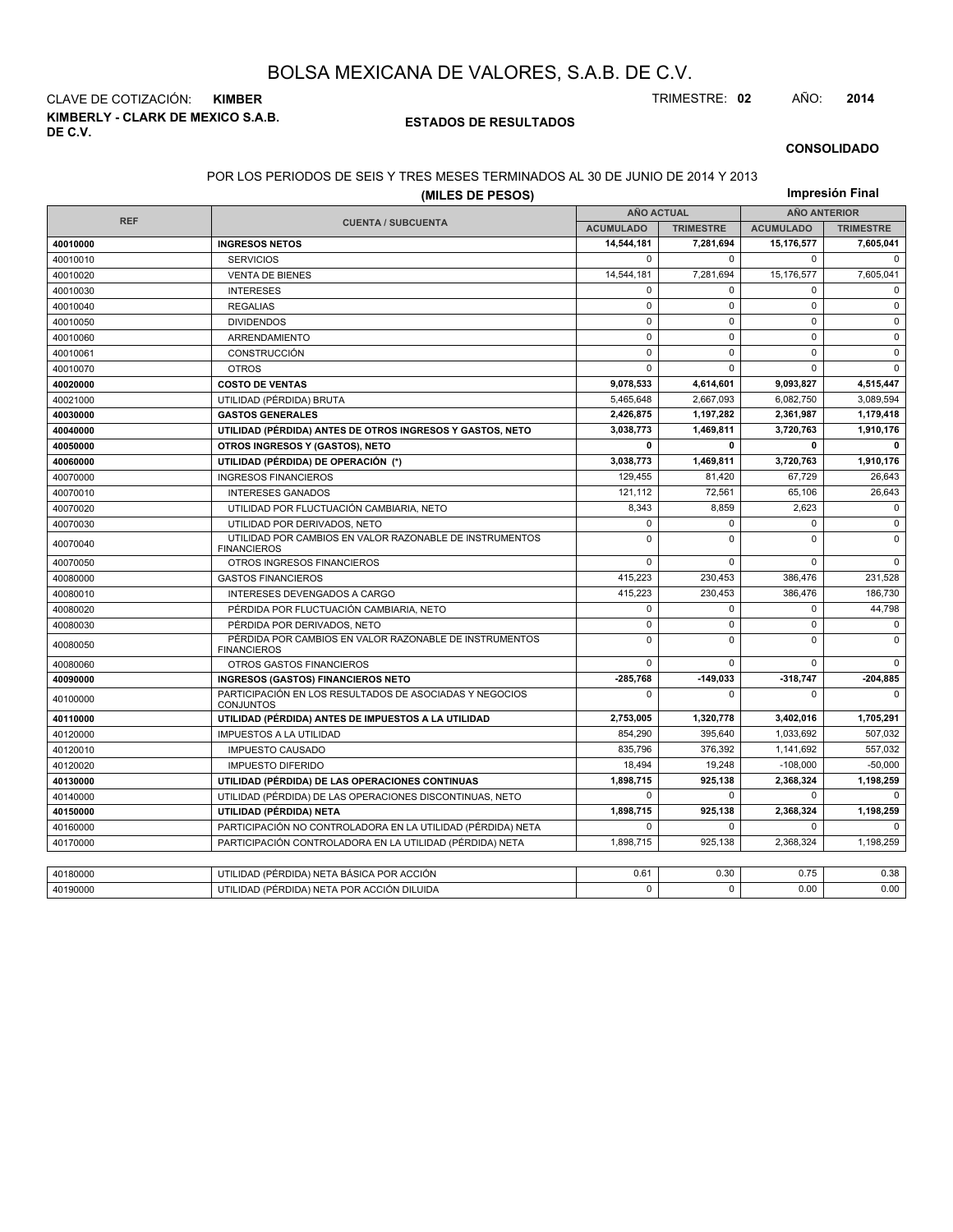# BOLSA MEXICANA DE VALORES, S.A.B. DE C.V.

CLAVE DE COTIZACIÓN: **KIMBER**

TRIMESTRE: **02** AÑO: **2014**

**KIMBERLY - CLARK DE MEXICO S.A.B. DE C.V.**

**ESTADOS DE RESULTADOS**

**CONSOLIDADO**

POR LOS PERIODOS DE SEIS Y TRES MESES TERMINADOS AL 30 DE JUNIO DE 2014 Y 2013

**(MILES DE PESOS)**

**Impresión Final**

| REF | CUENTA / SUBCUENTA | AÑO ACTUAL | | AÑO ANTERIOR | |
|---|---|---|---|---|---|
| | | ACUMULADO | TRIMESTRE | ACUMULADO | TRIMESTRE |
| **40010000** | **INGRESOS NETOS** | **14,544,181** | **7,281,694** | **15,176,577** | **7,605,041** |
| 40010010 | SERVICIOS | 0 | 0 | 0 | 0 |
| 40010020 | VENTA DE BIENES | 14,544,181 | 7,281,694 | 15,176,577 | 7,605,041 |
| 40010030 | INTERESES | 0 | 0 | 0 | 0 |
| 40010040 | REGALIAS | 0 | 0 | 0 | 0 |
| 40010050 | DIVIDENDOS | 0 | 0 | 0 | 0 |
| 40010060 | ARRENDAMIENTO | 0 | 0 | 0 | 0 |
| 40010061 | CONSTRUCCIÓN | 0 | 0 | 0 | 0 |
| 40010070 | OTROS | 0 | 0 | 0 | 0 |
| **40020000** | **COSTO DE VENTAS** | **9,078,533** | **4,614,601** | **9,093,827** | **4,515,447** |
| 40021000 | UTILIDAD (PÉRDIDA) BRUTA | 5,465,648 | 2,667,093 | 6,082,750 | 3,089,594 |
| **40030000** | **GASTOS GENERALES** | **2,426,875** | **1,197,282** | **2,361,987** | **1,179,418** |
| **40040000** | **UTILIDAD (PÉRDIDA) ANTES DE OTROS INGRESOS Y GASTOS, NETO** | **3,038,773** | **1,469,811** | **3,720,763** | **1,910,176** |
| **40050000** | **OTROS INGRESOS Y (GASTOS), NETO** | **0** | **0** | **0** | **0** |
| **40060000** | **UTILIDAD (PÉRDIDA) DE OPERACIÓN (*)** | **3,038,773** | **1,469,811** | **3,720,763** | **1,910,176** |
| 40070000 | INGRESOS FINANCIEROS | 129,455 | 81,420 | 67,729 | 26,643 |
| 40070010 | INTERESES GANADOS | 121,112 | 72,561 | 65,106 | 26,643 |
| 40070020 | UTILIDAD POR FLUCTUACIÓN CAMBIARIA, NETO | 8,343 | 8,859 | 2,623 | 0 |
| 40070030 | UTILIDAD POR DERIVADOS, NETO | 0 | 0 | 0 | 0 |
| 40070040 | UTILIDAD POR CAMBIOS EN VALOR RAZONABLE DE INSTRUMENTOS FINANCIEROS | 0 | 0 | 0 | 0 |
| 40070050 | OTROS INGRESOS FINANCIEROS | 0 | 0 | 0 | 0 |
| 40080000 | GASTOS FINANCIEROS | 415,223 | 230,453 | 386,476 | 231,528 |
| 40080010 | INTERESES DEVENGADOS A CARGO | 415,223 | 230,453 | 386,476 | 186,730 |
| 40080020 | PÉRDIDA POR FLUCTUACIÓN CAMBIARIA, NETO | 0 | 0 | 0 | 44,798 |
| 40080030 | PÉRDIDA POR DERIVADOS, NETO | 0 | 0 | 0 | 0 |
| 40080050 | PÉRDIDA POR CAMBIOS EN VALOR RAZONABLE DE INSTRUMENTOS FINANCIEROS | 0 | 0 | 0 | 0 |
| 40080060 | OTROS GASTOS FINANCIEROS | 0 | 0 | 0 | 0 |
| **40090000** | **INGRESOS (GASTOS) FINANCIEROS NETO** | **-285,768** | **-149,033** | **-318,747** | **-204,885** |
| 40100000 | PARTICIPACIÓN EN LOS RESULTADOS DE ASOCIADAS Y NEGOCIOS CONJUNTOS | 0 | 0 | 0 | 0 |
| **40110000** | **UTILIDAD (PÉRDIDA) ANTES DE IMPUESTOS A LA UTILIDAD** | **2,753,005** | **1,320,778** | **3,402,016** | **1,705,291** |
| 40120000 | IMPUESTOS A LA UTILIDAD | 854,290 | 395,640 | 1,033,692 | 507,032 |
| 40120010 | IMPUESTO CAUSADO | 835,796 | 376,392 | 1,141,692 | 557,032 |
| 40120020 | IMPUESTO DIFERIDO | 18,494 | 19,248 | -108,000 | -50,000 |
| **40130000** | **UTILIDAD (PÉRDIDA) DE LAS OPERACIONES CONTINUAS** | **1,898,715** | **925,138** | **2,368,324** | **1,198,259** |
| 40140000 | UTILIDAD (PÉRDIDA) DE LAS OPERACIONES DISCONTINUAS, NETO | 0 | 0 | 0 | 0 |
| **40150000** | **UTILIDAD (PÉRDIDA) NETA** | **1,898,715** | **925,138** | **2,368,324** | **1,198,259** |
| 40160000 | PARTICIPACIÓN NO CONTROLADORA EN LA UTILIDAD (PÉRDIDA) NETA | 0 | 0 | 0 | 0 |
| 40170000 | PARTICIPACIÓN CONTROLADORA EN LA UTILIDAD (PÉRDIDA) NETA | 1,898,715 | 925,138 | 2,368,324 | 1,198,259 |

| | | | | | |
|---|---|---|---|---|---|
| 40180000 | UTILIDAD (PÉRDIDA) NETA BÁSICA POR ACCIÓN | 0.61 | 0.30 | 0.75 | 0.38 |
| 40190000 | UTILIDAD (PÉRDIDA) NETA POR ACCIÓN DILUIDA | 0 | 0 | 0.00 | 0.00 |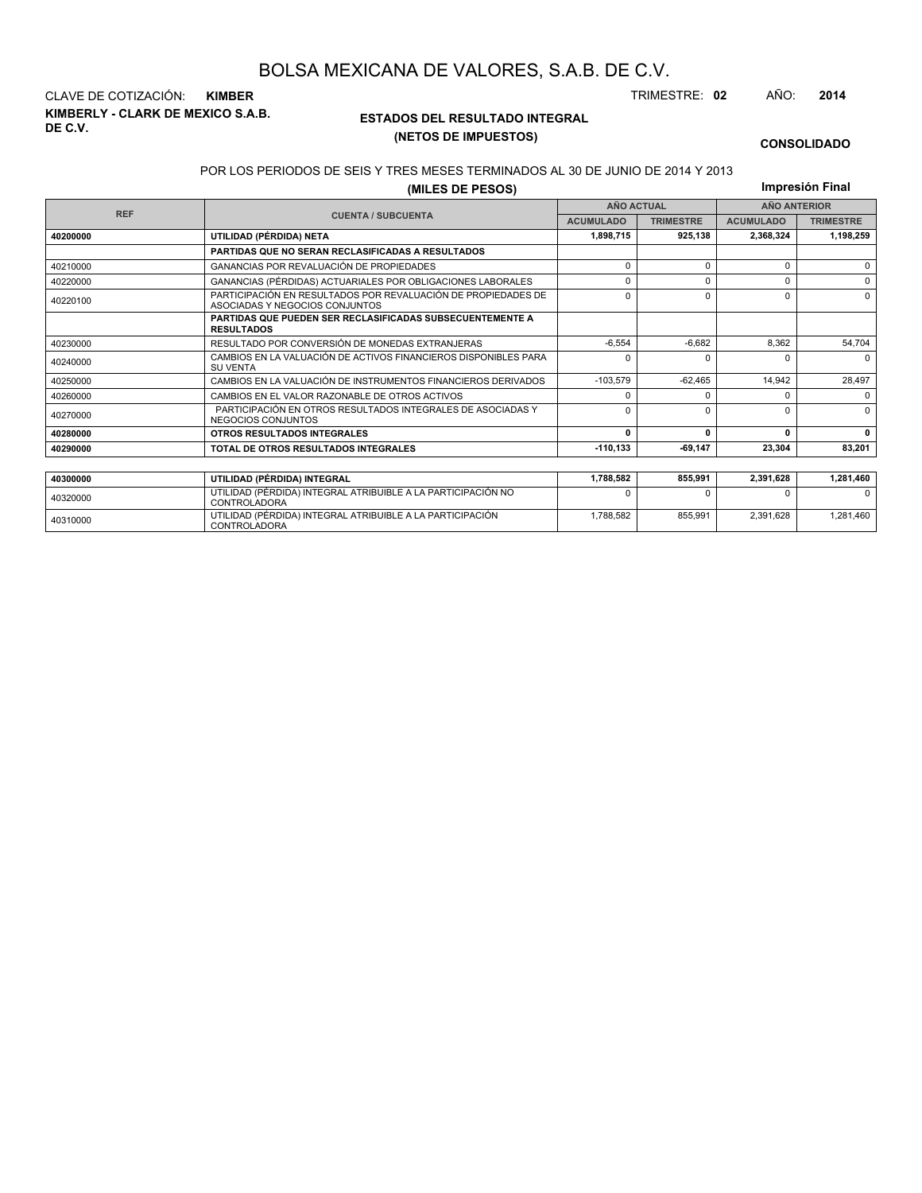# BOLSA MEXICANA DE VALORES, S.A.B. DE C.V.

CLAVE DE COTIZACIÓN: **KIMBER**

TRIMESTRE: **02** AÑO: **2014**

**KIMBERLY - CLARK DE MEXICO S.A.B. DE C.V.**

## ESTADOS DEL RESULTADO INTEGRAL
## (NETOS DE IMPUESTOS)

**CONSOLIDADO**

POR LOS PERIODOS DE SEIS Y TRES MESES TERMINADOS AL 30 DE JUNIO DE 2014 Y 2013

**(MILES DE PESOS)**

**Impresión Final**

| REF | CUENTA / SUBCUENTA | AÑO ACTUAL | | AÑO ANTERIOR | |
|---|---|---|---|---|---|
| | | ACUMULADO | TRIMESTRE | ACUMULADO | TRIMESTRE |
| **40200000** | **UTILIDAD (PÉRDIDA) NETA** | **1,898,715** | **925,138** | **2,368,324** | **1,198,259** |
| | **PARTIDAS QUE NO SERAN RECLASIFICADAS A RESULTADOS** | | | | |
| 40210000 | GANANCIAS POR REVALUACIÓN DE PROPIEDADES | 0 | 0 | 0 | 0 |
| 40220000 | GANANCIAS (PÉRDIDAS) ACTUARIALES POR OBLIGACIONES LABORALES | 0 | 0 | 0 | 0 |
| 40220100 | PARTICIPACIÓN EN RESULTADOS POR REVALUACIÓN DE PROPIEDADES DE ASOCIADAS Y NEGOCIOS CONJUNTOS | 0 | 0 | 0 | 0 |
| | **PARTIDAS QUE PUEDEN SER RECLASIFICADAS SUBSECUENTEMENTE A RESULTADOS** | | | | |
| 40230000 | RESULTADO POR CONVERSIÓN DE MONEDAS EXTRANJERAS | -6,554 | -6,682 | 8,362 | 54,704 |
| 40240000 | CAMBIOS EN LA VALUACIÓN DE ACTIVOS FINANCIEROS DISPONIBLES PARA SU VENTA | 0 | 0 | 0 | 0 |
| 40250000 | CAMBIOS EN LA VALUACIÓN DE INSTRUMENTOS FINANCIEROS DERIVADOS | -103,579 | -62,465 | 14,942 | 28,497 |
| 40260000 | CAMBIOS EN EL VALOR RAZONABLE DE OTROS ACTIVOS | 0 | 0 | 0 | 0 |
| 40270000 | PARTICIPACIÓN EN OTROS RESULTADOS INTEGRALES DE ASOCIADAS Y NEGOCIOS CONJUNTOS | 0 | 0 | 0 | 0 |
| **40280000** | **OTROS RESULTADOS INTEGRALES** | **0** | **0** | **0** | **0** |
| **40290000** | **TOTAL DE OTROS RESULTADOS INTEGRALES** | **-110,133** | **-69,147** | **23,304** | **83,201** |
| **40300000** | **UTILIDAD (PÉRDIDA) INTEGRAL** | **1,788,582** | **855,991** | **2,391,628** | **1,281,460** |
| 40320000 | UTILIDAD (PÉRDIDA) INTEGRAL ATRIBUIBLE A LA PARTICIPACIÓN NO CONTROLADORA | 0 | 0 | 0 | 0 |
| 40310000 | UTILIDAD (PÉRDIDA) INTEGRAL ATRIBUIBLE A LA PARTICIPACIÓN CONTROLADORA | 1,788,582 | 855,991 | 2,391,628 | 1,281,460 |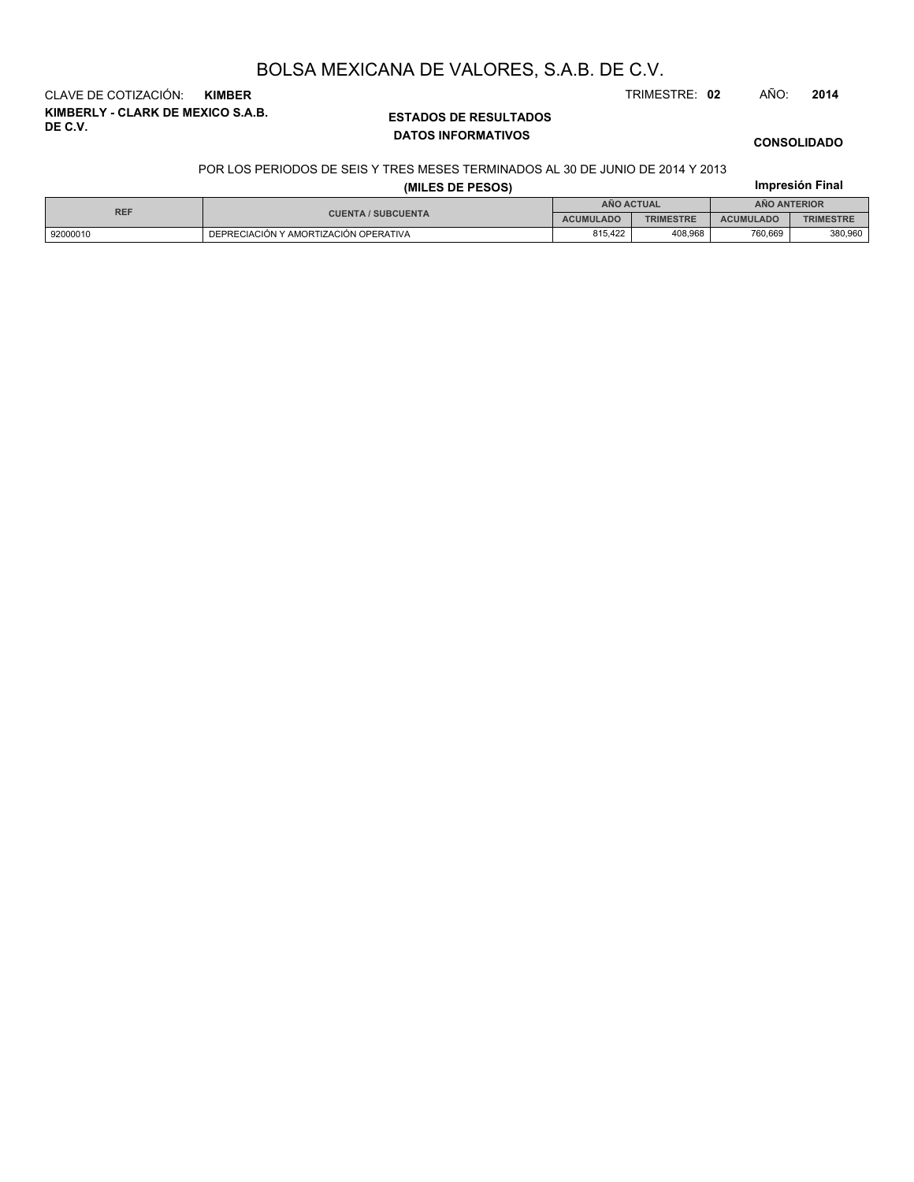# BOLSA MEXICANA DE VALORES, S.A.B. DE C.V.

CLAVE DE COTIZACIÓN: **KIMBER**

TRIMESTRE: **02** AÑO: **2014**

**KIMBERLY - CLARK DE MEXICO S.A.B. DE C.V.**

**ESTADOS DE RESULTADOS**

**DATOS INFORMATIVOS**

**CONSOLIDADO**

POR LOS PERIODOS DE SEIS Y TRES MESES TERMINADOS AL 30 DE JUNIO DE 2014 Y 2013

**(MILES DE PESOS)**

**Impresión Final**

| REF | CUENTA / SUBCUENTA | AÑO ACTUAL | | AÑO ANTERIOR | |
|---|---|---|---|---|---|
| | | ACUMULADO | TRIMESTRE | ACUMULADO | TRIMESTRE |
| 92000010 | DEPRECIACIÓN Y AMORTIZACIÓN OPERATIVA | 815,422 | 408,968 | 760,669 | 380,960 |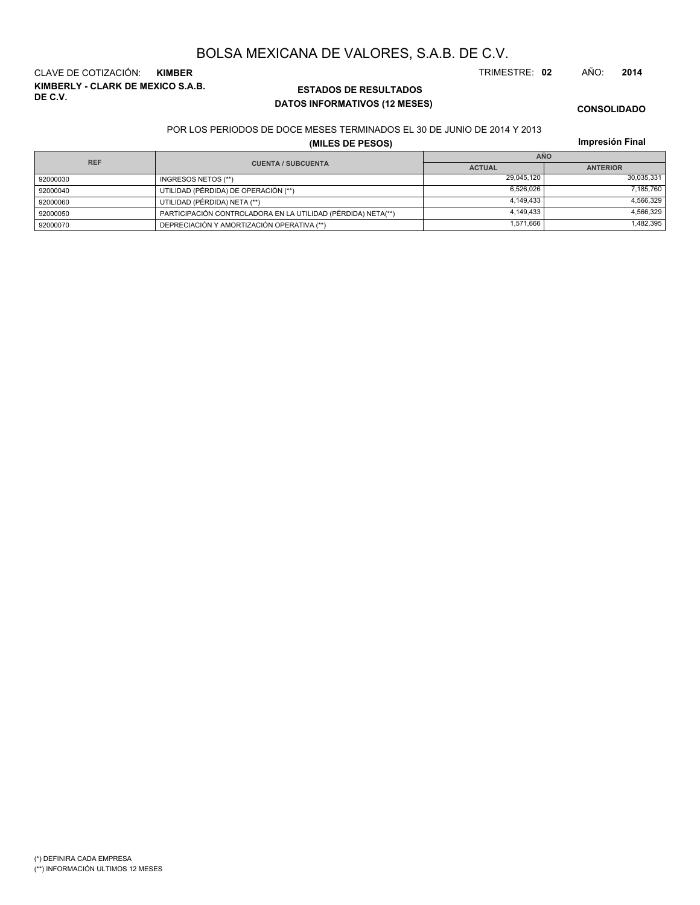# BOLSA MEXICANA DE VALORES, S.A.B. DE C.V.

CLAVE DE COTIZACIÓN: **KIMBER** TRIMESTRE: **02** AÑO: **2014**

**KIMBERLY - CLARK DE MEXICO S.A.B. DE C.V.**

## ESTADOS DE RESULTADOS
## DATOS INFORMATIVOS (12 MESES)

**CONSOLIDADO**

POR LOS PERIODOS DE DOCE MESES TERMINADOS EL 30 DE JUNIO DE 2014 Y 2013

**(MILES DE PESOS)**

**Impresión Final**

| REF | CUENTA / SUBCUENTA | AÑO | |
|---|---|---|---|
| | | ACTUAL | ANTERIOR |
| 92000030 | INGRESOS NETOS (**) | 29,045,120 | 30,035,331 |
| 92000040 | UTILIDAD (PÉRDIDA) DE OPERACIÓN (**) | 6,526,026 | 7,185,760 |
| 92000060 | UTILIDAD (PÉRDIDA) NETA (**) | 4,149,433 | 4,566,329 |
| 92000050 | PARTICIPACIÓN CONTROLADORA EN LA UTILIDAD (PÉRDIDA) NETA(**) | 4,149,433 | 4,566,329 |
| 92000070 | DEPRECIACIÓN Y AMORTIZACIÓN OPERATIVA (**) | 1,571,666 | 1,482,395 |

(*) DEFINIRA CADA EMPRESA
(**) INFORMACIÓN ULTIMOS 12 MESES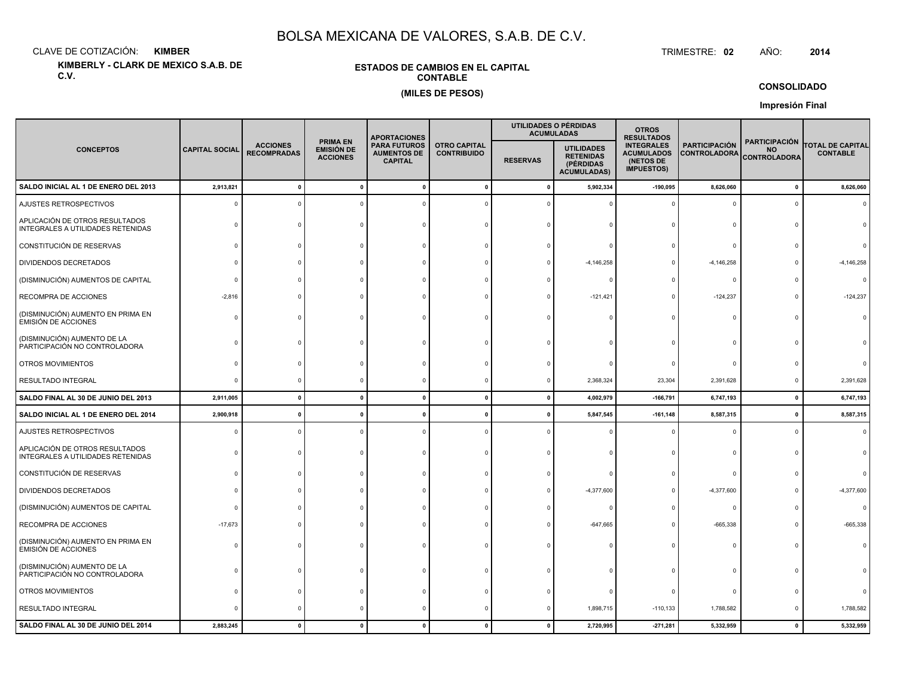# BOLSA MEXICANA DE VALORES, S.A.B. DE C.V.

CLAVE DE COTIZACIÓN: **KIMBER**

TRIMESTRE: **02** AÑO: **2014**

**KIMBERLY - CLARK DE MEXICO S.A.B. DE C.V.**

**ESTADOS DE CAMBIOS EN EL CAPITAL CONTABLE**

**(MILES DE PESOS)**

**CONSOLIDADO**

**Impresión Final**

| CONCEPTOS | CAPITAL SOCIAL | ACCIONES RECOMPRADAS | PRIMA EN EMISIÓN DE ACCIONES | APORTACIONES PARA FUTUROS AUMENTOS DE CAPITAL | OTRO CAPITAL CONTRIBUIDO | UTILIDADES O PÉRDIDAS ACUMULADAS | | OTROS RESULTADOS INTEGRALES ACUMULADOS (NETOS DE IMPUESTOS) | PARTICIPACIÓN CONTROLADORA | PARTICIPACIÓN NO CONTROLADORA | TOTAL DE CAPITAL CONTABLE |
|---|---|---|---|---|---|---|---|---|---|---|---|
| | | | | | | RESERVAS | UTILIDADES RETENIDAS (PÉRDIDAS ACUMULADAS) | | | | |
| **SALDO INICIAL AL 1 DE ENERO DEL 2013** | **2,913,821** | **0** | **0** | **0** | **0** | **0** | **5,902,334** | **-190,095** | **8,626,060** | **0** | **8,626,060** |
| AJUSTES RETROSPECTIVOS | 0 | 0 | 0 | 0 | 0 | 0 | 0 | 0 | 0 | 0 | 0 |
| APLICACIÓN DE OTROS RESULTADOS INTEGRALES A UTILIDADES RETENIDAS | 0 | 0 | 0 | 0 | 0 | 0 | 0 | 0 | 0 | 0 | 0 |
| CONSTITUCIÓN DE RESERVAS | 0 | 0 | 0 | 0 | 0 | 0 | 0 | 0 | 0 | 0 | 0 |
| DIVIDENDOS DECRETADOS | 0 | 0 | 0 | 0 | 0 | 0 | -4,146,258 | 0 | -4,146,258 | 0 | -4,146,258 |
| (DISMINUCIÓN) AUMENTOS DE CAPITAL | 0 | 0 | 0 | 0 | 0 | 0 | 0 | 0 | 0 | 0 | 0 |
| RECOMPRA DE ACCIONES | -2,816 | 0 | 0 | 0 | 0 | 0 | -121,421 | 0 | -124,237 | 0 | -124,237 |
| (DISMINUCIÓN) AUMENTO EN PRIMA EN EMISIÓN DE ACCIONES | 0 | 0 | 0 | 0 | 0 | 0 | 0 | 0 | 0 | 0 | 0 |
| (DISMINUCIÓN) AUMENTO DE LA PARTICIPACIÓN NO CONTROLADORA | 0 | 0 | 0 | 0 | 0 | 0 | 0 | 0 | 0 | 0 | 0 |
| OTROS MOVIMIENTOS | 0 | 0 | 0 | 0 | 0 | 0 | 0 | 0 | 0 | 0 | 0 |
| RESULTADO INTEGRAL | 0 | 0 | 0 | 0 | 0 | 0 | 2,368,324 | 23,304 | 2,391,628 | 0 | 2,391,628 |
| **SALDO FINAL AL 30 DE JUNIO DEL 2013** | **2,911,005** | **0** | **0** | **0** | **0** | **0** | **4,002,979** | **-166,791** | **6,747,193** | **0** | **6,747,193** |
| **SALDO INICIAL AL 1 DE ENERO DEL 2014** | **2,900,918** | **0** | **0** | **0** | **0** | **0** | **5,847,545** | **-161,148** | **8,587,315** | **0** | **8,587,315** |
| AJUSTES RETROSPECTIVOS | 0 | 0 | 0 | 0 | 0 | 0 | 0 | 0 | 0 | 0 | 0 |
| APLICACIÓN DE OTROS RESULTADOS INTEGRALES A UTILIDADES RETENIDAS | 0 | 0 | 0 | 0 | 0 | 0 | 0 | 0 | 0 | 0 | 0 |
| CONSTITUCIÓN DE RESERVAS | 0 | 0 | 0 | 0 | 0 | 0 | 0 | 0 | 0 | 0 | 0 |
| DIVIDENDOS DECRETADOS | 0 | 0 | 0 | 0 | 0 | 0 | -4,377,600 | 0 | -4,377,600 | 0 | -4,377,600 |
| (DISMINUCIÓN) AUMENTOS DE CAPITAL | 0 | 0 | 0 | 0 | 0 | 0 | 0 | 0 | 0 | 0 | 0 |
| RECOMPRA DE ACCIONES | -17,673 | 0 | 0 | 0 | 0 | 0 | -647,665 | 0 | -665,338 | 0 | -665,338 |
| (DISMINUCIÓN) AUMENTO EN PRIMA EN EMISIÓN DE ACCIONES | 0 | 0 | 0 | 0 | 0 | 0 | 0 | 0 | 0 | 0 | 0 |
| (DISMINUCIÓN) AUMENTO DE LA PARTICIPACIÓN NO CONTROLADORA | 0 | 0 | 0 | 0 | 0 | 0 | 0 | 0 | 0 | 0 | 0 |
| OTROS MOVIMIENTOS | 0 | 0 | 0 | 0 | 0 | 0 | 0 | 0 | 0 | 0 | 0 |
| RESULTADO INTEGRAL | 0 | 0 | 0 | 0 | 0 | 0 | 1,898,715 | -110,133 | 1,788,582 | 0 | 1,788,582 |
| **SALDO FINAL AL 30 DE JUNIO DEL 2014** | **2,883,245** | **0** | **0** | **0** | **0** | **0** | **2,720,995** | **-271,281** | **5,332,959** | **0** | **5,332,959** |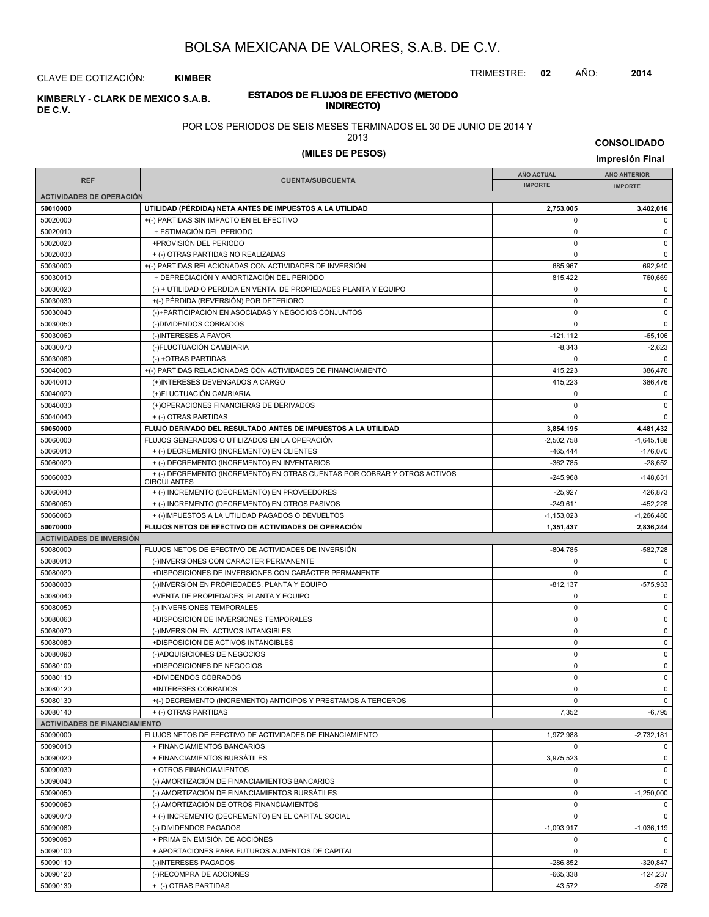# BOLSA MEXICANA DE VALORES, S.A.B. DE C.V.

CLAVE DE COTIZACIÓN: **KIMBER**

TRIMESTRE: **02** AÑO: **2014**

**KIMBERLY - CLARK DE MEXICO S.A.B. DE C.V.**

## ESTADOS DE FLUJOS DE EFECTIVO (METODO INDIRECTO)

POR LOS PERIODOS DE SEIS MESES TERMINADOS EL 30 DE JUNIO DE 2014 Y 2013

**(MILES DE PESOS)**

**CONSOLIDADO**

**Impresión Final**

| REF | CUENTA/SUBCUENTA | AÑO ACTUAL IMPORTE | AÑO ANTERIOR IMPORTE |
|---|---|---|---|
| **ACTIVIDADES DE OPERACIÓN** | | | |
| **50010000** | **UTILIDAD (PÉRDIDA) NETA ANTES DE IMPUESTOS A LA UTILIDAD** | **2,753,005** | **3,402,016** |
| 50020000 | +(-) PARTIDAS SIN IMPACTO EN EL EFECTIVO | 0 | 0 |
| 50020010 | + ESTIMACIÓN DEL PERIODO | 0 | 0 |
| 50020020 | +PROVISIÓN DEL PERIODO | 0 | 0 |
| 50020030 | + (-) OTRAS PARTIDAS NO REALIZADAS | 0 | 0 |
| 50030000 | +(-) PARTIDAS RELACIONADAS CON ACTIVIDADES DE INVERSIÓN | 685,967 | 692,940 |
| 50030010 | + DEPRECIACIÓN Y AMORTIZACIÓN DEL PERIODO | 815,422 | 760,669 |
| 50030020 | (-) + UTILIDAD O PERDIDA EN VENTA DE PROPIEDADES PLANTA Y EQUIPO | 0 | 0 |
| 50030030 | +(-) PÉRDIDA (REVERSIÓN) POR DETERIORO | 0 | 0 |
| 50030040 | (-)+PARTICIPACIÓN EN ASOCIADAS Y NEGOCIOS CONJUNTOS | 0 | 0 |
| 50030050 | (-)DIVIDENDOS COBRADOS | 0 | 0 |
| 50030060 | (-)INTERESES A FAVOR | -121,112 | -65,106 |
| 50030070 | (-)FLUCTUACIÓN CAMBIARIA | -8,343 | -2,623 |
| 50030080 | (-) +OTRAS PARTIDAS | 0 | 0 |
| 50040000 | +(-) PARTIDAS RELACIONADAS CON ACTIVIDADES DE FINANCIAMIENTO | 415,223 | 386,476 |
| 50040010 | (+)INTERESES DEVENGADOS A CARGO | 415,223 | 386,476 |
| 50040020 | (+)FLUCTUACIÓN CAMBIARIA | 0 | 0 |
| 50040030 | (+)OPERACIONES FINANCIERAS DE DERIVADOS | 0 | 0 |
| 50040040 | + (-) OTRAS PARTIDAS | 0 | 0 |
| **50050000** | **FLUJO DERIVADO DEL RESULTADO ANTES DE IMPUESTOS A LA UTILIDAD** | **3,854,195** | **4,481,432** |
| 50060000 | FLUJOS GENERADOS O UTILIZADOS EN LA OPERACIÓN | -2,502,758 | -1,645,188 |
| 50060010 | + (-) DECREMENTO (INCREMENTO) EN CLIENTES | -465,444 | -176,070 |
| 50060020 | + (-) DECREMENTO (INCREMENTO) EN INVENTARIOS | -362,785 | -28,652 |
| 50060030 | + (-) DECREMENTO (INCREMENTO) EN OTRAS CUENTAS POR COBRAR Y OTROS ACTIVOS CIRCULANTES | -245,968 | -148,631 |
| 50060040 | + (-) INCREMENTO (DECREMENTO) EN PROVEEDORES | -25,927 | 426,873 |
| 50060050 | + (-) INCREMENTO (DECREMENTO) EN OTROS PASIVOS | -249,611 | -452,228 |
| 50060060 | + (-)IMPUESTOS A LA UTILIDAD PAGADOS O DEVUELTOS | -1,153,023 | -1,266,480 |
| **50070000** | **FLUJOS NETOS DE EFECTIVO DE ACTIVIDADES DE OPERACIÓN** | **1,351,437** | **2,836,244** |
| **ACTIVIDADES DE INVERSIÓN** | | | |
| 50080000 | FLUJOS NETOS DE EFECTIVO DE ACTIVIDADES DE INVERSIÓN | -804,785 | -582,728 |
| 50080010 | (-)INVERSIONES CON CARÁCTER PERMANENTE | 0 | 0 |
| 50080020 | +DISPOSICIONES DE INVERSIONES CON CARÁCTER PERMANENTE | 0 | 0 |
| 50080030 | (-)INVERSION EN PROPIEDADES, PLANTA Y EQUIPO | -812,137 | -575,933 |
| 50080040 | +VENTA DE PROPIEDADES, PLANTA Y EQUIPO | 0 | 0 |
| 50080050 | (-) INVERSIONES TEMPORALES | 0 | 0 |
| 50080060 | +DISPOSICION DE INVERSIONES TEMPORALES | 0 | 0 |
| 50080070 | (-)INVERSION EN ACTIVOS INTANGIBLES | 0 | 0 |
| 50080080 | +DISPOSICION DE ACTIVOS INTANGIBLES | 0 | 0 |
| 50080090 | (-)ADQUISICIONES DE NEGOCIOS | 0 | 0 |
| 50080100 | +DISPOSICIONES DE NEGOCIOS | 0 | 0 |
| 50080110 | +DIVIDENDOS COBRADOS | 0 | 0 |
| 50080120 | +INTERESES COBRADOS | 0 | 0 |
| 50080130 | +(-) DECREMENTO (INCREMENTO) ANTICIPOS Y PRESTAMOS A TERCEROS | 0 | 0 |
| 50080140 | + (-) OTRAS PARTIDAS | 7,352 | -6,795 |
| **ACTIVIDADES DE FINANCIAMIENTO** | | | |
| 50090000 | FLUJOS NETOS DE EFECTIVO DE ACTIVIDADES DE FINANCIAMIENTO | 1,972,988 | -2,732,181 |
| 50090010 | + FINANCIAMIENTOS BANCARIOS | 0 | 0 |
| 50090020 | + FINANCIAMIENTOS BURSÁTILES | 3,975,523 | 0 |
| 50090030 | + OTROS FINANCIAMIENTOS | 0 | 0 |
| 50090040 | (-) AMORTIZACIÓN DE FINANCIAMIENTOS BANCARIOS | 0 | 0 |
| 50090050 | (-) AMORTIZACIÓN DE FINANCIAMIENTOS BURSÁTILES | 0 | -1,250,000 |
| 50090060 | (-) AMORTIZACIÓN DE OTROS FINANCIAMIENTOS | 0 | 0 |
| 50090070 | + (-) INCREMENTO (DECREMENTO) EN EL CAPITAL SOCIAL | 0 | 0 |
| 50090080 | (-) DIVIDENDOS PAGADOS | -1,093,917 | -1,036,119 |
| 50090090 | + PRIMA EN EMISIÓN DE ACCIONES | 0 | 0 |
| 50090100 | + APORTACIONES PARA FUTUROS AUMENTOS DE CAPITAL | 0 | 0 |
| 50090110 | (-)INTERESES PAGADOS | -286,852 | -320,847 |
| 50090120 | (-)RECOMPRA DE ACCIONES | -665,338 | -124,237 |
| 50090130 | + (-) OTRAS PARTIDAS | 43,572 | -978 |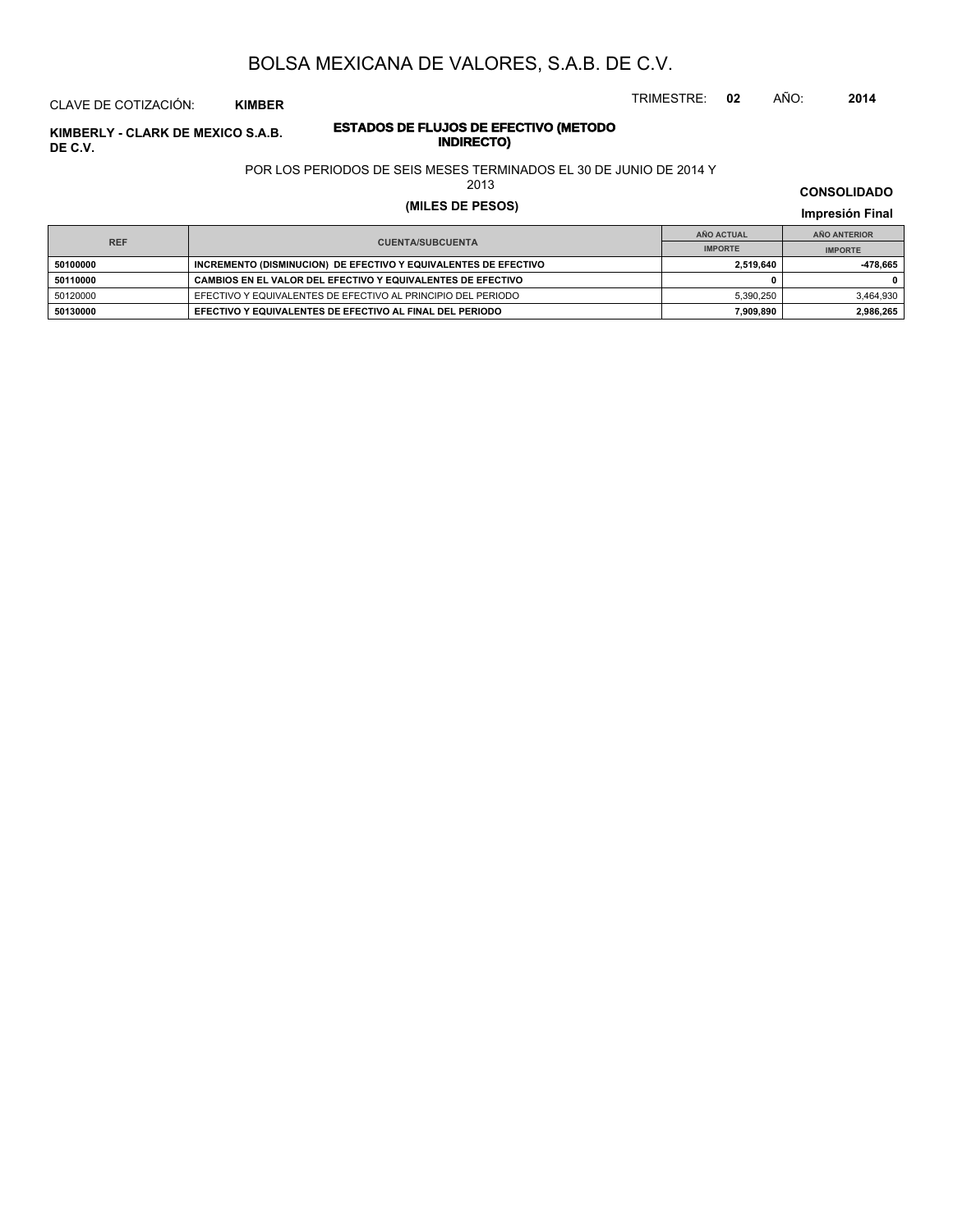# BOLSA MEXICANA DE VALORES, S.A.B. DE C.V.

CLAVE DE COTIZACIÓN: **KIMBER**

TRIMESTRE: **02** AÑO: **2014**

**KIMBERLY - CLARK DE MEXICO S.A.B. DE C.V.**

## ESTADOS DE FLUJOS DE EFECTIVO (METODO INDIRECTO)

POR LOS PERIODOS DE SEIS MESES TERMINADOS EL 30 DE JUNIO DE 2014 Y 2013

**(MILES DE PESOS)**

**CONSOLIDADO**

**Impresión Final**

| REF | CUENTA/SUBCUENTA | AÑO ACTUAL | AÑO ANTERIOR |
|---|---|---|---|
| | | IMPORTE | IMPORTE |
| **50100000** | **INCREMENTO (DISMINUCION) DE EFECTIVO Y EQUIVALENTES DE EFECTIVO** | **2,519,640** | **-478,665** |
| **50110000** | **CAMBIOS EN EL VALOR DEL EFECTIVO Y EQUIVALENTES DE EFECTIVO** | **0** | **0** |
| 50120000 | EFECTIVO Y EQUIVALENTES DE EFECTIVO AL PRINCIPIO DEL PERIODO | 5,390,250 | 3,464,930 |
| **50130000** | **EFECTIVO Y EQUIVALENTES DE EFECTIVO AL FINAL DEL PERIODO** | **7,909,890** | **2,986,265** |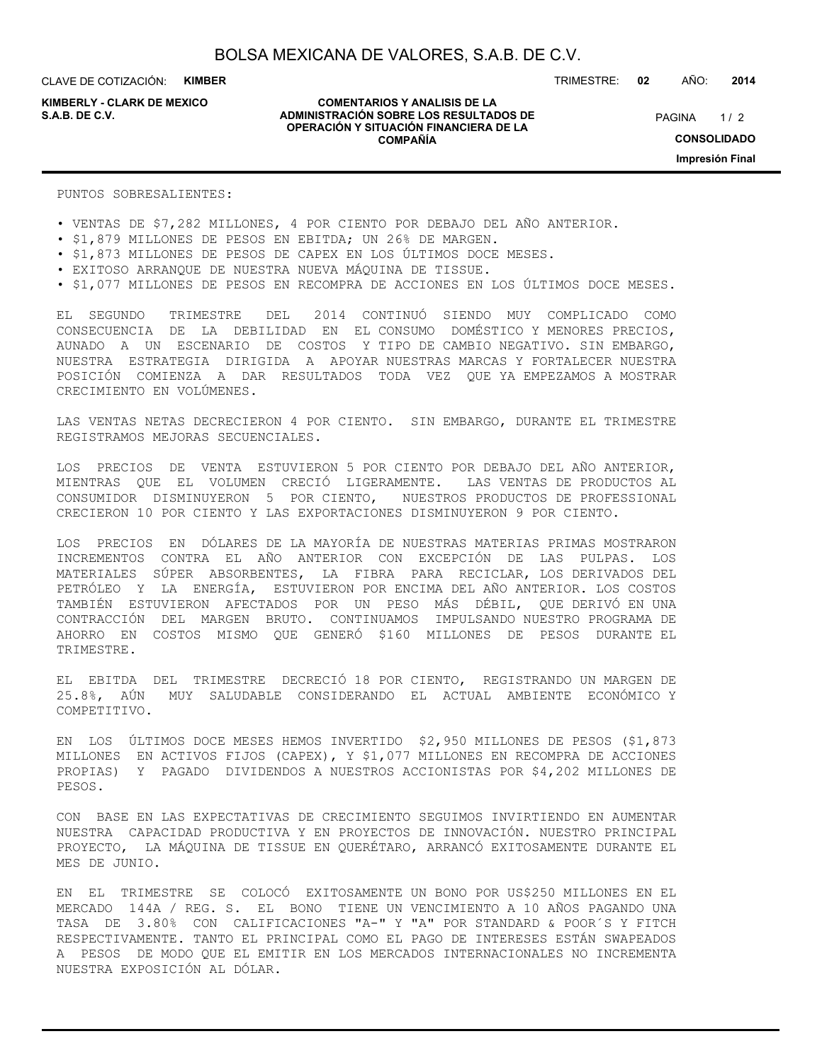PUNTOS SOBRESALIENTES:

- VENTAS DE $7,282 MILLONES, 4 POR CIENTO POR DEBAJO DEL AÑO ANTERIOR.
- $1,879 MILLONES DE PESOS EN EBITDA; UN 26% DE MARGEN.
- $1,873 MILLONES DE PESOS DE CAPEX EN LOS ÚLTIMOS DOCE MESES.
- EXITOSO ARRANQUE DE NUESTRA NUEVA MÁQUINA DE TISSUE.
- $1,077 MILLONES DE PESOS EN RECOMPRA DE ACCIONES EN LOS ÚLTIMOS DOCE MESES.

EL SEGUNDO TRIMESTRE DEL 2014 CONTINUÓ SIENDO MUY COMPLICADO COMO CONSECUENCIA DE LA DEBILIDAD EN EL CONSUMO DOMÉSTICO Y MENORES PRECIOS, AUNADO A UN ESCENARIO DE COSTOS Y TIPO DE CAMBIO NEGATIVO. SIN EMBARGO, NUESTRA ESTRATEGIA DIRIGIDA A APOYAR NUESTRAS MARCAS Y FORTALECER NUESTRA POSICIÓN COMIENZA A DAR RESULTADOS TODA VEZ QUE YA EMPEZAMOS A MOSTRAR CRECIMIENTO EN VOLÚMENES.

LAS VENTAS NETAS DECRECIERON 4 POR CIENTO. SIN EMBARGO, DURANTE EL TRIMESTRE REGISTRAMOS MEJORAS SECUENCIALES.

LOS PRECIOS DE VENTA ESTUVIERON 5 POR CIENTO POR DEBAJO DEL AÑO ANTERIOR, MIENTRAS QUE EL VOLUMEN CRECIÓ LIGERAMENTE. LAS VENTAS DE PRODUCTOS AL CONSUMIDOR DISMINUYERON 5 POR CIENTO, NUESTROS PRODUCTOS DE PROFESSIONAL CRECIERON 10 POR CIENTO Y LAS EXPORTACIONES DISMINUYERON 9 POR CIENTO.

LOS PRECIOS EN DÓLARES DE LA MAYORÍA DE NUESTRAS MATERIAS PRIMAS MOSTRARON INCREMENTOS CONTRA EL AÑO ANTERIOR CON EXCEPCIÓN DE LAS PULPAS. LOS MATERIALES SÚPER ABSORBENTES, LA FIBRA PARA RECICLAR, LOS DERIVADOS DEL PETRÓLEO Y LA ENERGÍA, ESTUVIERON POR ENCIMA DEL AÑO ANTERIOR. LOS COSTOS TAMBIÉN ESTUVIERON AFECTADOS POR UN PESO MÁS DÉBIL, QUE DERIVÓ EN UNA CONTRACCIÓN DEL MARGEN BRUTO. CONTINUAMOS IMPULSANDO NUESTRO PROGRAMA DE AHORRO EN COSTOS MISMO QUE GENERÓ $160 MILLONES DE PESOS DURANTE EL TRIMESTRE.

EL EBITDA DEL TRIMESTRE DECRECIÓ 18 POR CIENTO, REGISTRANDO UN MARGEN DE 25.8%, AÚN MUY SALUDABLE CONSIDERANDO EL ACTUAL AMBIENTE ECONÓMICO Y COMPETITIVO.

EN LOS ÚLTIMOS DOCE MESES HEMOS INVERTIDO $2,950 MILLONES DE PESOS ($1,873 MILLONES EN ACTIVOS FIJOS (CAPEX), Y $1,077 MILLONES EN RECOMPRA DE ACCIONES PROPIAS) Y PAGADO DIVIDENDOS A NUESTROS ACCIONISTAS POR $4,202 MILLONES DE PESOS.

CON BASE EN LAS EXPECTATIVAS DE CRECIMIENTO SEGUIMOS INVIRTIENDO EN AUMENTAR NUESTRA CAPACIDAD PRODUCTIVA Y EN PROYECTOS DE INNOVACIÓN. NUESTRO PRINCIPAL PROYECTO, LA MÁQUINA DE TISSUE EN QUERÉTARO, ARRANCÓ EXITOSAMENTE DURANTE EL MES DE JUNIO.

EN EL TRIMESTRE SE COLOCÓ EXITOSAMENTE UN BONO POR US$250 MILLONES EN EL MERCADO 144A / REG. S. EL BONO TIENE UN VENCIMIENTO A 10 AÑOS PAGANDO UNA TASA DE 3.80% CON CALIFICACIONES "A-" Y "A" POR STANDARD & POOR´S Y FITCH RESPECTIVAMENTE. TANTO EL PRINCIPAL COMO EL PAGO DE INTERESES ESTÁN SWAPEADOS A PESOS DE MODO QUE EL EMITIR EN LOS MERCADOS INTERNACIONALES NO INCREMENTA NUESTRA EXPOSICIÓN AL DÓLAR.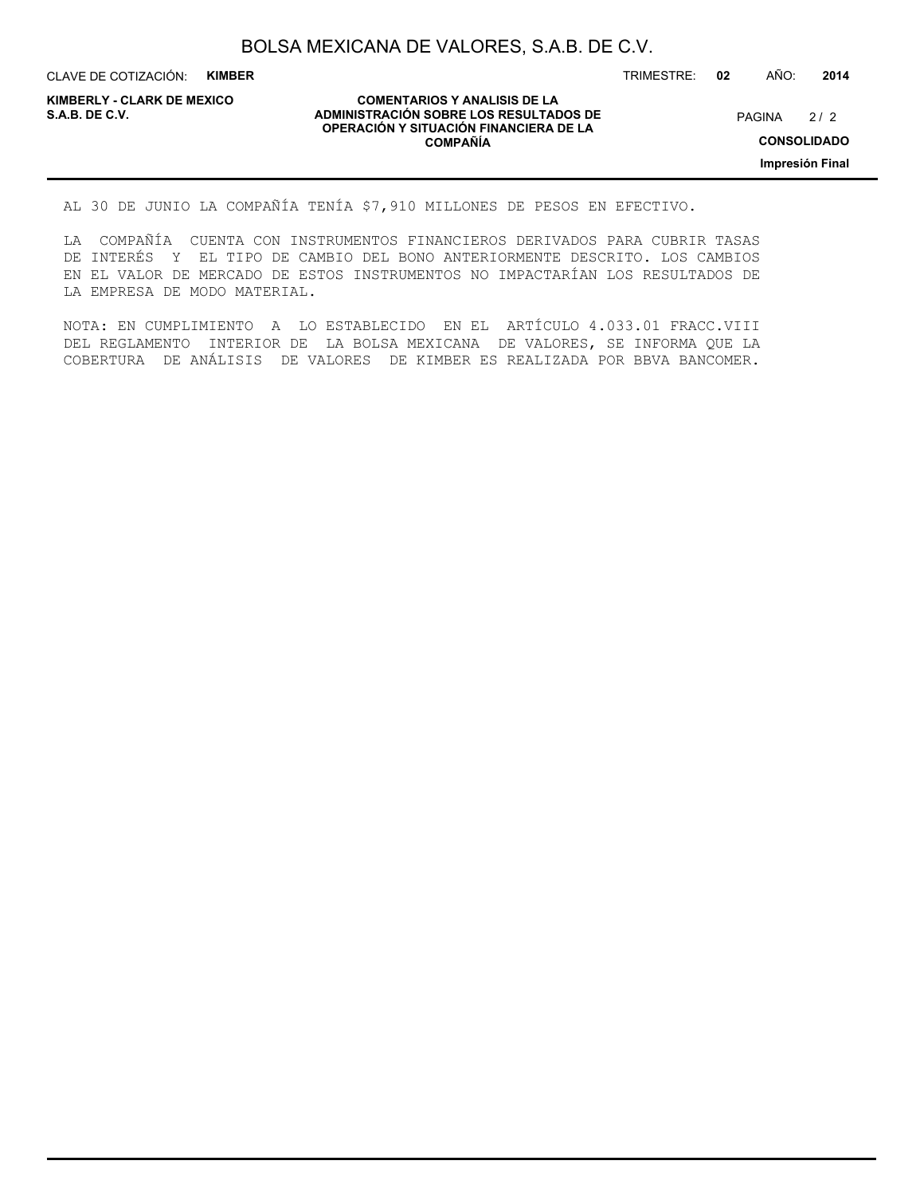AL 30 DE JUNIO LA COMPAÑÍA TENÍA $7,910 MILLONES DE PESOS EN EFECTIVO.

LA COMPAÑÍA CUENTA CON INSTRUMENTOS FINANCIEROS DERIVADOS PARA CUBRIR TASAS DE INTERÉS Y EL TIPO DE CAMBIO DEL BONO ANTERIORMENTE DESCRITO. LOS CAMBIOS EN EL VALOR DE MERCADO DE ESTOS INSTRUMENTOS NO IMPACTARÍAN LOS RESULTADOS DE LA EMPRESA DE MODO MATERIAL.

NOTA: EN CUMPLIMIENTO A LO ESTABLECIDO EN EL ARTÍCULO 4.033.01 FRACC.VIII DEL REGLAMENTO INTERIOR DE LA BOLSA MEXICANA DE VALORES, SE INFORMA QUE LA COBERTURA DE ANÁLISIS DE VALORES DE KIMBER ES REALIZADA POR BBVA BANCOMER.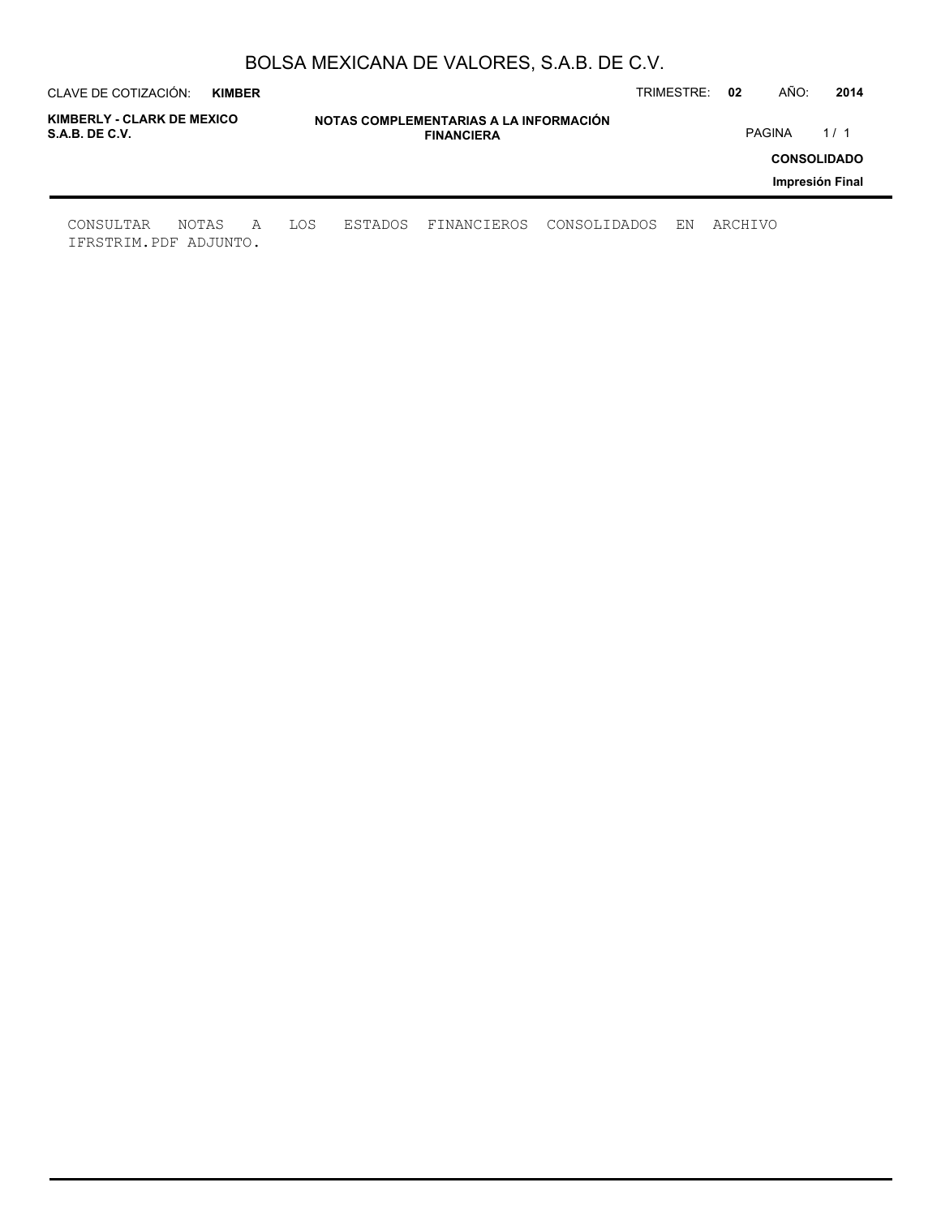# NOTAS COMPLEMENTARIAS A LA INFORMACIÓN FINANCIERA

CONSULTAR NOTAS A LOS ESTADOS FINANCIEROS CONSOLIDADOS EN ARCHIVO IFRSTRIM.PDF ADJUNTO.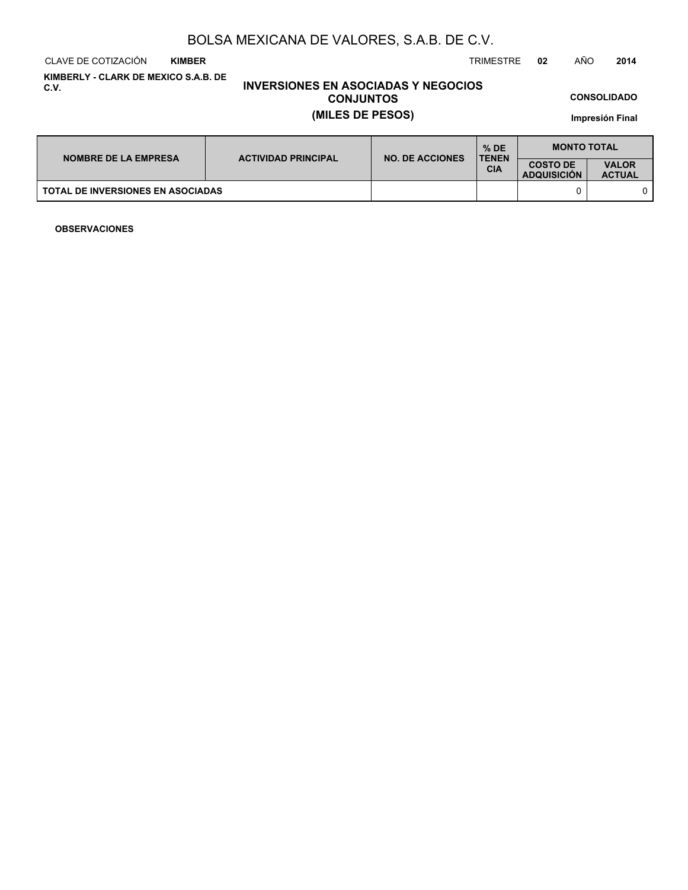# BOLSA MEXICANA DE VALORES, S.A.B. DE C.V.

CLAVE DE COTIZACIÓN **KIMBER** TRIMESTRE **02** AÑO **2014**

**KIMBERLY - CLARK DE MEXICO S.A.B. DE C.V.**

## INVERSIONES EN ASOCIADAS Y NEGOCIOS CONJUNTOS
## (MILES DE PESOS)

**CONSOLIDADO**

**Impresión Final**

| NOMBRE DE LA EMPRESA | ACTIVIDAD PRINCIPAL | NO. DE ACCIONES | % DE TENENCIA | MONTO TOTAL | |
|---|---|---|---|---|---|
| | | | | COSTO DE ADQUISICIÓN | VALOR ACTUAL |
| TOTAL DE INVERSIONES EN ASOCIADAS | | | | 0 | 0 |

**OBSERVACIONES**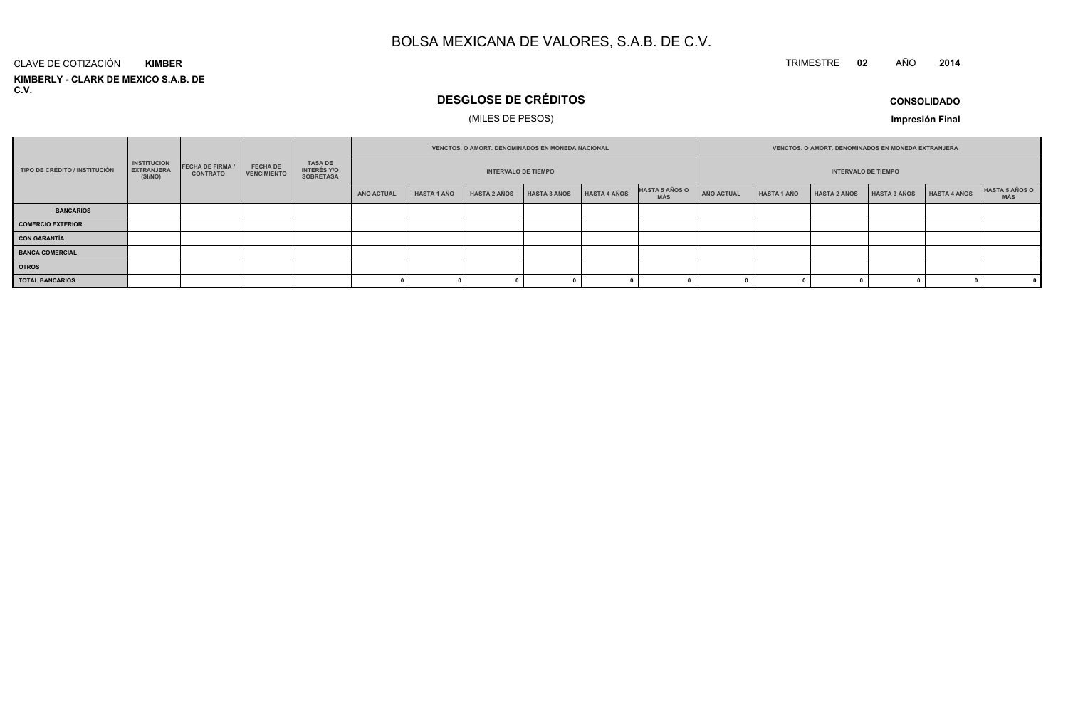# BOLSA MEXICANA DE VALORES, S.A.B. DE C.V.

CLAVE DE COTIZACIÓN **KIMBER**

TRIMESTRE **02** AÑO **2014**

**KIMBERLY - CLARK DE MEXICO S.A.B. DE C.V.**

## DESGLOSE DE CRÉDITOS

(MILES DE PESOS)

**CONSOLIDADO**

**Impresión Final**

| TIPO DE CRÉDITO / INSTITUCIÓN | INSTITUCION EXTRANJERA (SI/NO) | FECHA DE FIRMA / CONTRATO | FECHA DE VENCIMIENTO | TASA DE INTERÉS Y/O SOBRETASA | VENCTOS. O AMORT. DENOMINADOS EN MONEDA NACIONAL | | | | | | VENCTOS. O AMORT. DENOMINADOS EN MONEDA EXTRANJERA | | | | | |
|---|---|---|---|---|---|---|---|---|---|---|---|---|---|---|---|---|
| | | | | | INTERVALO DE TIEMPO | | | | | | INTERVALO DE TIEMPO | | | | | |
| | | | | | AÑO ACTUAL | HASTA 1 AÑO | HASTA 2 AÑOS | HASTA 3 AÑOS | HASTA 4 AÑOS | HASTA 5 AÑOS O MÁS | AÑO ACTUAL | HASTA 1 AÑO | HASTA 2 AÑOS | HASTA 3 AÑOS | HASTA 4 AÑOS | HASTA 5 AÑOS O MÁS |
| **BANCARIOS** | | | | | | | | | | | | | | | | |
| **COMERCIO EXTERIOR** | | | | | | | | | | | | | | | | |
| **CON GARANTÍA** | | | | | | | | | | | | | | | | |
| **BANCA COMERCIAL** | | | | | | | | | | | | | | | | |
| **OTROS** | | | | | | | | | | | | | | | | |
| **TOTAL BANCARIOS** | | | | | 0 | 0 | 0 | 0 | 0 | 0 | 0 | 0 | 0 | 0 | 0 | 0 |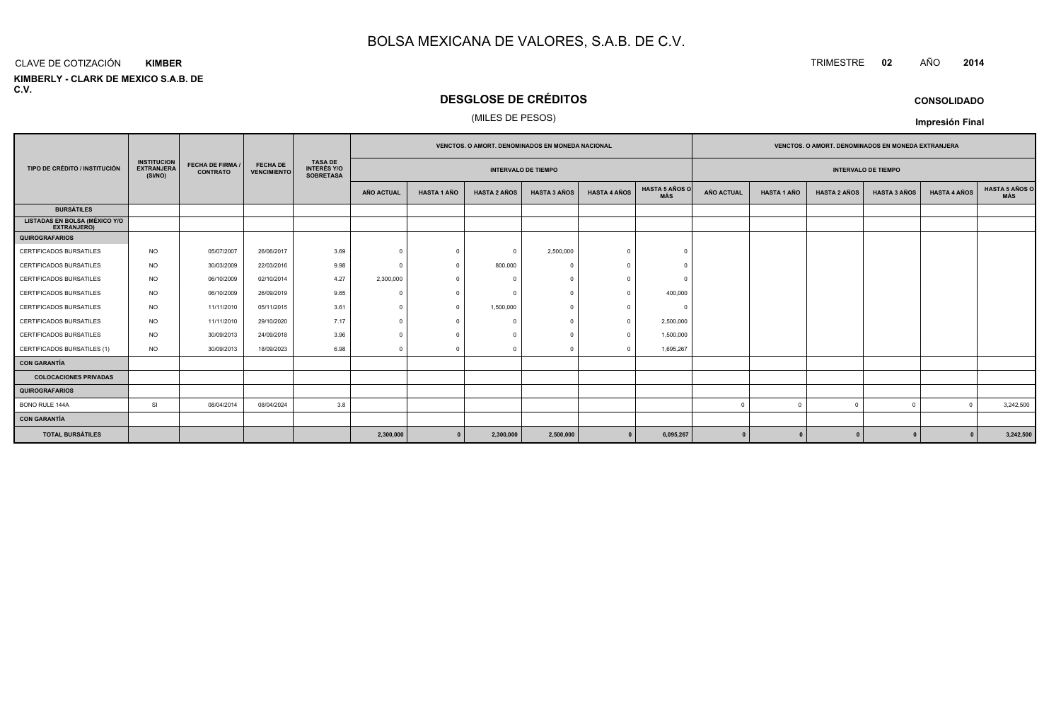# BOLSA MEXICANA DE VALORES, S.A.B. DE C.V.

CLAVE DE COTIZACIÓN **KIMBER**

**KIMBERLY - CLARK DE MEXICO S.A.B. DE C.V.**

TRIMESTRE **02** AÑO **2014**

## DESGLOSE DE CRÉDITOS

(MILES DE PESOS)

**CONSOLIDADO**

**Impresión Final**

| TIPO DE CRÉDITO / INSTITUCIÓN | INSTITUCION EXTRANJERA (SI/NO) | FECHA DE FIRMA / CONTRATO | FECHA DE VENCIMIENTO | TASA DE INTERÉS Y/O SOBRETASA | VENCTOS. O AMORT. DENOMINADOS EN MONEDA NACIONAL | | | | | | VENCTOS. O AMORT. DENOMINADOS EN MONEDA EXTRANJERA | | | | | |
|---|---|---|---|---|---|---|---|---|---|---|---|---|---|---|---|---|
| | | | | | INTERVALO DE TIEMPO | | | | | | INTERVALO DE TIEMPO | | | | | |
| | | | | | AÑO ACTUAL | HASTA 1 AÑO | HASTA 2 AÑOS | HASTA 3 AÑOS | HASTA 4 AÑOS | HASTA 5 AÑOS O MÁS | AÑO ACTUAL | HASTA 1 AÑO | HASTA 2 AÑOS | HASTA 3 AÑOS | HASTA 4 AÑOS | HASTA 5 AÑOS O MÁS |
| **BURSÁTILES** | | | | | | | | | | | | | | | | |
| **LISTADAS EN BOLSA (MÉXICO Y/O EXTRANJERO)** | | | | | | | | | | | | | | | | |
| **QUIROGRAFARIOS** | | | | | | | | | | | | | | | | |
| CERTIFICADOS BURSATILES | NO | 05/07/2007 | 26/06/2017 | 3.69 | 0 | 0 | 0 | 2,500,000 | 0 | 0 | | | | | | |
| CERTIFICADOS BURSATILES | NO | 30/03/2009 | 22/03/2016 | 9.98 | 0 | 0 | 800,000 | 0 | 0 | 0 | | | | | | |
| CERTIFICADOS BURSATILES | NO | 06/10/2009 | 02/10/2014 | 4.27 | 2,300,000 | 0 | 0 | 0 | 0 | 0 | | | | | | |
| CERTIFICADOS BURSATILES | NO | 06/10/2009 | 26/09/2019 | 9.65 | 0 | 0 | 0 | 0 | 0 | 400,000 | | | | | | |
| CERTIFICADOS BURSATILES | NO | 11/11/2010 | 05/11/2015 | 3.61 | 0 | 0 | 1,500,000 | 0 | 0 | 0 | | | | | | |
| CERTIFICADOS BURSATILES | NO | 11/11/2010 | 29/10/2020 | 7.17 | 0 | 0 | 0 | 0 | 0 | 2,500,000 | | | | | | |
| CERTIFICADOS BURSATILES | NO | 30/09/2013 | 24/09/2018 | 3.96 | 0 | 0 | 0 | 0 | 0 | 1,500,000 | | | | | | |
| CERTIFICADOS BURSATILES (1) | NO | 30/09/2013 | 18/09/2023 | 6.98 | 0 | 0 | 0 | 0 | 0 | 1,695,267 | | | | | | |
| **CON GARANTÍA** | | | | | | | | | | | | | | | | |
| **COLOCACIONES PRIVADAS** | | | | | | | | | | | | | | | | |
| **QUIROGRAFARIOS** | | | | | | | | | | | | | | | | |
| BONO RULE 144A | SI | 08/04/2014 | 08/04/2024 | 3.8 | | | | | | | 0 | 0 | 0 | 0 | 0 | 3,242,500 |
| **CON GARANTÍA** | | | | | | | | | | | | | | | | |
| **TOTAL BURSÁTILES** | | | | | **2,300,000** | **0** | **2,300,000** | **2,500,000** | **0** | **6,095,267** | **0** | **0** | **0** | **0** | **0** | **3,242,500** |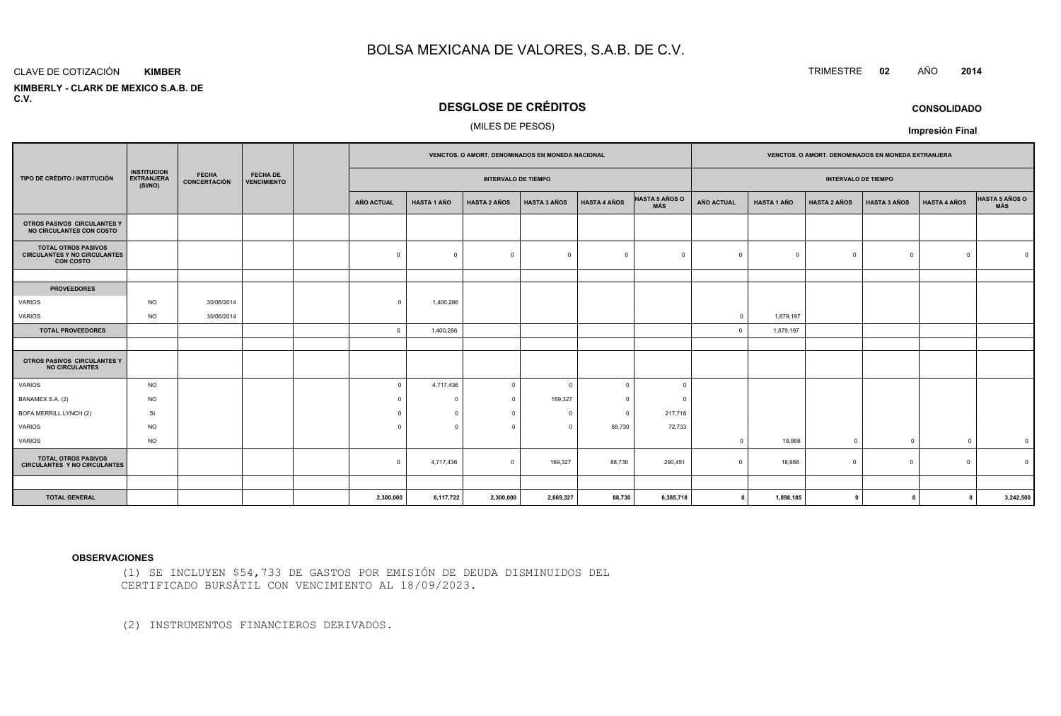# BOLSA MEXICANA DE VALORES, S.A.B. DE C.V.

CLAVE DE COTIZACIÓN **KIMBER**

TRIMESTRE **02** AÑO **2014**

**KIMBERLY - CLARK DE MEXICO S.A.B. DE C.V.**

## DESGLOSE DE CRÉDITOS

(MILES DE PESOS)

**CONSOLIDADO**

**Impresión Final**

| TIPO DE CRÉDITO / INSTITUCIÓN | INSTITUCION EXTRANJERA (SI/NO) | FECHA CONCERTACIÓN | FECHA DE VENCIMIENTO | | VENCTOS. O AMORT. DENOMINADOS EN MONEDA NACIONAL | | | | | | VENCTOS. O AMORT. DENOMINADOS EN MONEDA EXTRANJERA | | | | | |
|---|---|---|---|---|---|---|---|---|---|---|---|---|---|---|---|---|
| | | | | | INTERVALO DE TIEMPO | | | | | | INTERVALO DE TIEMPO | | | | | |
| | | | | | AÑO ACTUAL | HASTA 1 AÑO | HASTA 2 AÑOS | HASTA 3 AÑOS | HASTA 4 AÑOS | HASTA 5 AÑOS O MÁS | AÑO ACTUAL | HASTA 1 AÑO | HASTA 2 AÑOS | HASTA 3 AÑOS | HASTA 4 AÑOS | HASTA 5 AÑOS O MÁS |
| **OTROS PASIVOS CIRCULANTES Y NO CIRCULANTES CON COSTO** | | | | | | | | | | | | | | | | |
| **TOTAL OTROS PASIVOS CIRCULANTES Y NO CIRCULANTES CON COSTO** | | | | | 0 | 0 | 0 | 0 | 0 | 0 | 0 | 0 | 0 | 0 | 0 | 0 |
| | | | | | | | | | | | | | | | | |
| **PROVEEDORES** | | | | | | | | | | | | | | | | |
| VARIOS | NO | 30/06/2014 | | | 0 | 1,400,286 | | | | | | | | | | |
| VARIOS | NO | 30/06/2014 | | | | | | | | | 0 | 1,879,197 | | | | |
| **TOTAL PROVEEDORES** | | | | | 0 | 1,400,286 | | | | | 0 | 1,879,197 | | | | |
| | | | | | | | | | | | | | | | | |
| **OTROS PASIVOS CIRCULANTES Y NO CIRCULANTES** | | | | | | | | | | | | | | | | |
| VARIOS | NO | | | | 0 | 4,717,436 | 0 | 0 | 0 | 0 | | | | | | |
| BANAMEX S.A. (2) | NO | | | | 0 | 0 | 0 | 169,327 | 0 | 0 | | | | | | |
| BOFA MERRILL LYNCH (2) | SI | | | | 0 | 0 | 0 | 0 | 0 | 217,718 | | | | | | |
| VARIOS | NO | | | | 0 | 0 | 0 | 0 | 88,730 | 72,733 | | | | | | |
| VARIOS | NO | | | | | | | | | | 0 | 18,988 | 0 | 0 | 0 | 0 |
| **TOTAL OTROS PASIVOS CIRCULANTES Y NO CIRCULANTES** | | | | | 0 | 4,717,436 | 0 | 169,327 | 88,730 | 290,451 | 0 | 18,988 | 0 | 0 | 0 | 0 |
| | | | | | | | | | | | | | | | | |
| **TOTAL GENERAL** | | | | | **2,300,000** | **6,117,722** | **2,300,000** | **2,669,327** | **88,730** | **6,385,718** | **0** | **1,898,185** | **0** | **0** | **0** | **3,242,500** |

**OBSERVACIONES**

(1) SE INCLUYEN $54,733 DE GASTOS POR EMISIÓN DE DEUDA DISMINUIDOS DEL CERTIFICADO BURSÁTIL CON VENCIMIENTO AL 18/09/2023.

(2) INSTRUMENTOS FINANCIEROS DERIVADOS.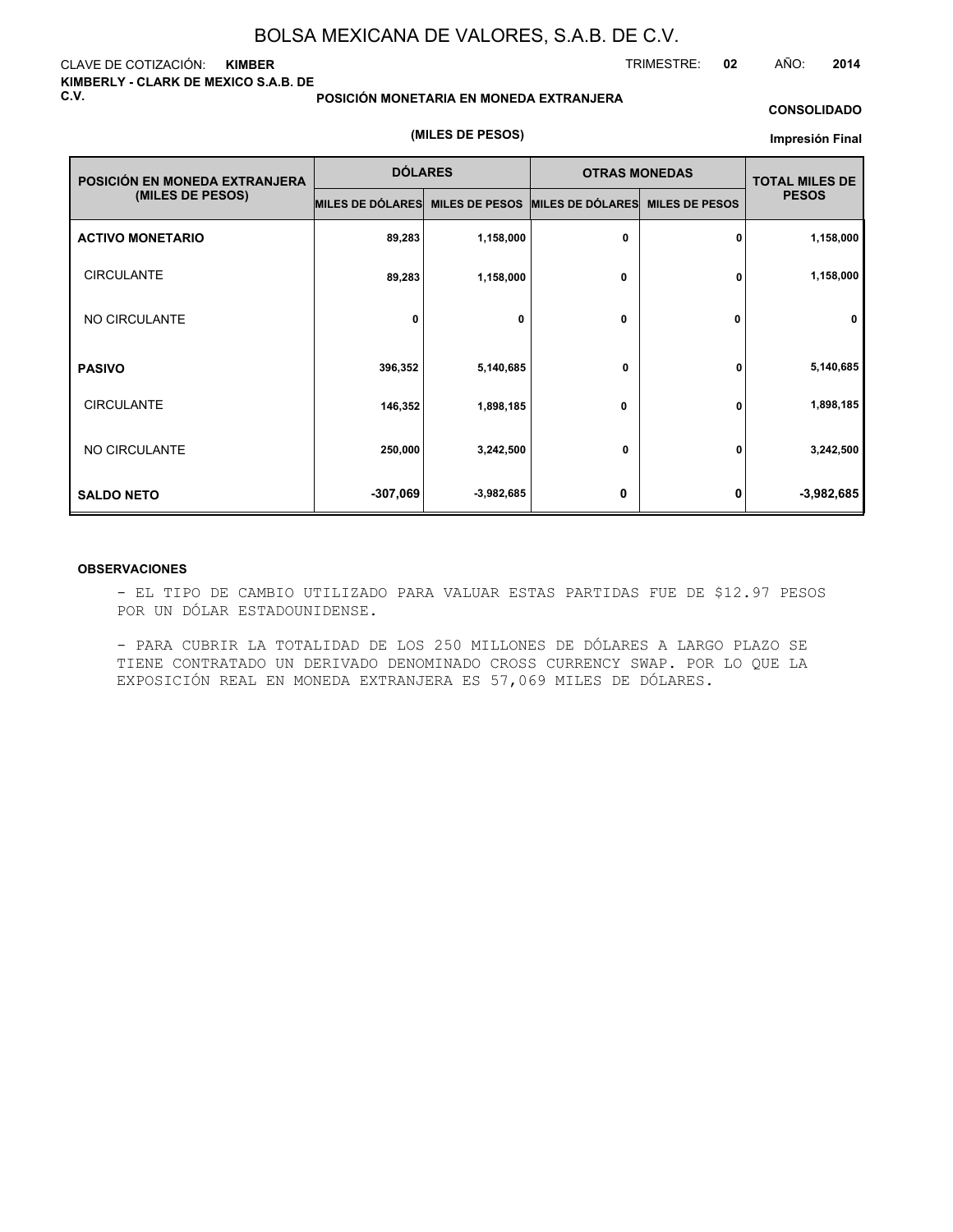# BOLSA MEXICANA DE VALORES, S.A.B. DE C.V.

CLAVE DE COTIZACIÓN: **KIMBER**

TRIMESTRE: **02** AÑO: **2014**

**KIMBERLY - CLARK DE MEXICO S.A.B. DE C.V.**

**POSICIÓN MONETARIA EN MONEDA EXTRANJERA**

**CONSOLIDADO**

**(MILES DE PESOS)**

**Impresión Final**

| POSICIÓN EN MONEDA EXTRANJERA (MILES DE PESOS) | DÓLARES | | OTRAS MONEDAS | | TOTAL MILES DE PESOS |
|---|---|---|---|---|---|
| | MILES DE DÓLARES | MILES DE PESOS | MILES DE DÓLARES | MILES DE PESOS | |
| **ACTIVO MONETARIO** | 89,283 | 1,158,000 | 0 | 0 | 1,158,000 |
| CIRCULANTE | 89,283 | 1,158,000 | 0 | 0 | 1,158,000 |
| NO CIRCULANTE | 0 | 0 | 0 | 0 | 0 |
| **PASIVO** | 396,352 | 5,140,685 | 0 | 0 | 5,140,685 |
| CIRCULANTE | 146,352 | 1,898,185 | 0 | 0 | 1,898,185 |
| NO CIRCULANTE | 250,000 | 3,242,500 | 0 | 0 | 3,242,500 |
| **SALDO NETO** | -307,069 | -3,982,685 | 0 | 0 | -3,982,685 |

**OBSERVACIONES**

- EL TIPO DE CAMBIO UTILIZADO PARA VALUAR ESTAS PARTIDAS FUE DE $12.97 PESOS POR UN DÓLAR ESTADOUNIDENSE.

- PARA CUBRIR LA TOTALIDAD DE LOS 250 MILLONES DE DÓLARES A LARGO PLAZO SE TIENE CONTRATADO UN DERIVADO DENOMINADO CROSS CURRENCY SWAP. POR LO QUE LA EXPOSICIÓN REAL EN MONEDA EXTRANJERA ES 57,069 MILES DE DÓLARES.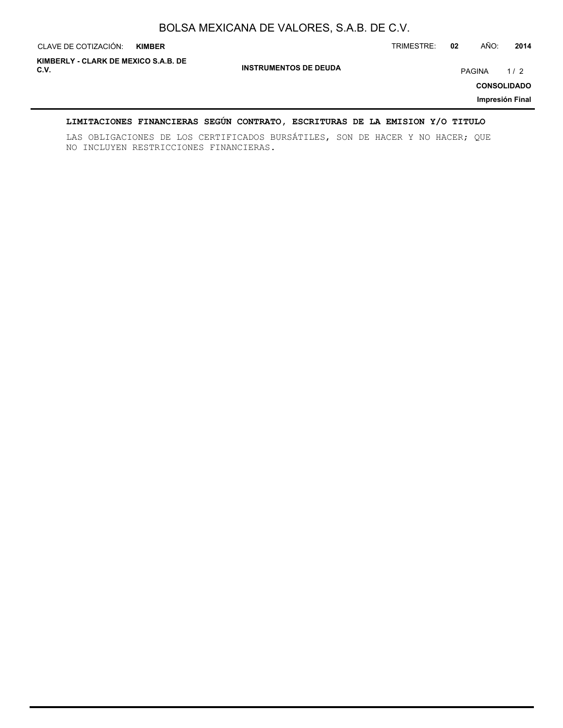## LIMITACIONES FINANCIERAS SEGÚN CONTRATO, ESCRITURAS DE LA EMISION Y/O TITULO

LAS OBLIGACIONES DE LOS CERTIFICADOS BURSÁTILES, SON DE HACER Y NO HACER; QUE NO INCLUYEN RESTRICCIONES FINANCIERAS.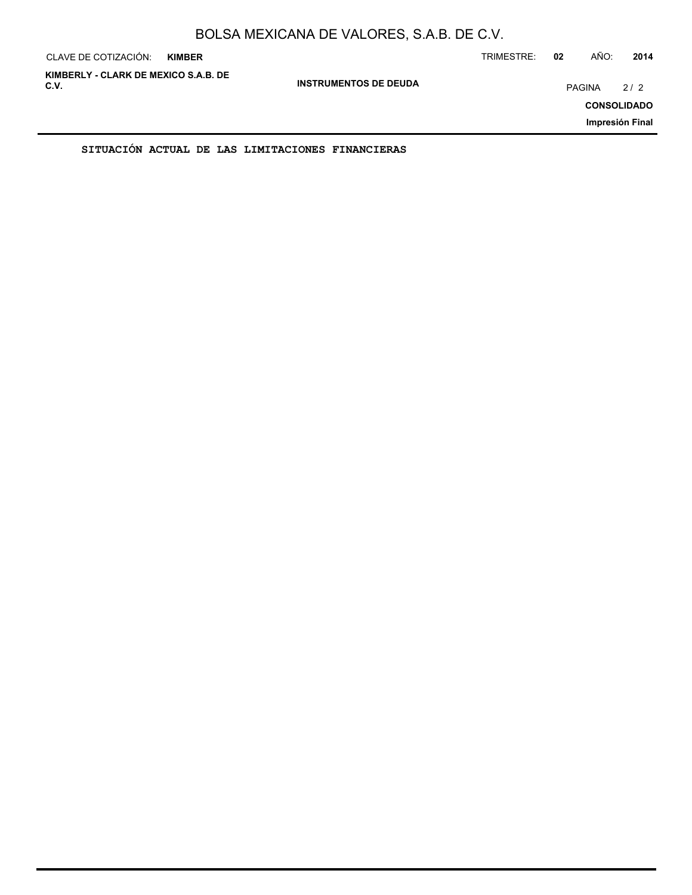**SITUACIÓN ACTUAL DE LAS LIMITACIONES FINANCIERAS**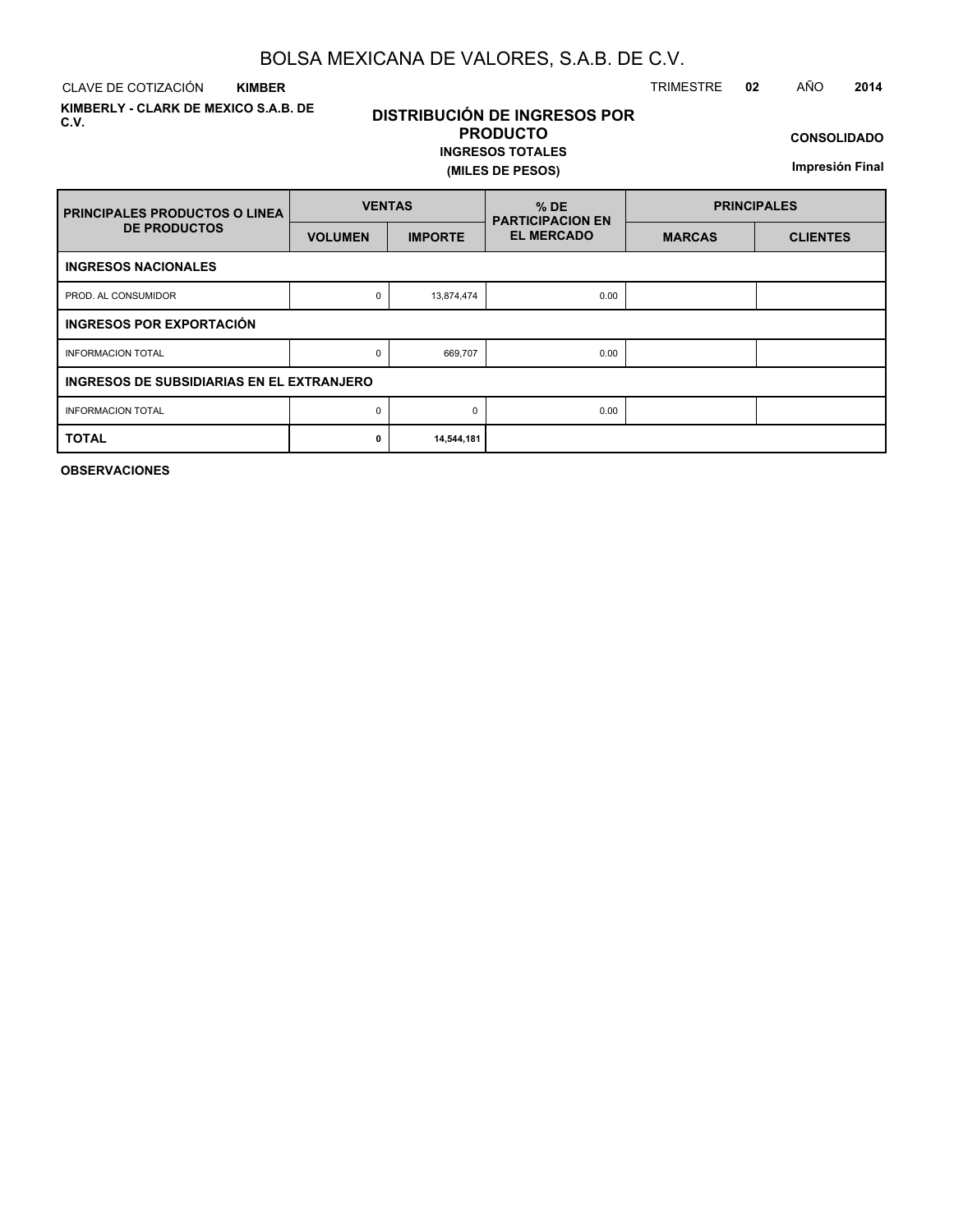# BOLSA MEXICANA DE VALORES, S.A.B. DE C.V.

CLAVE DE COTIZACIÓN **KIMBER** TRIMESTRE **02** AÑO **2014**

**KIMBERLY - CLARK DE MEXICO S.A.B. DE C.V.**

## DISTRIBUCIÓN DE INGRESOS POR PRODUCTO

**INGRESOS TOTALES**

**(MILES DE PESOS)**

**CONSOLIDADO**

**Impresión Final**

| PRINCIPALES PRODUCTOS O LINEA DE PRODUCTOS | VENTAS | | % DE PARTICIPACION EN EL MERCADO | PRINCIPALES | |
|---|---|---|---|---|---|
| | VOLUMEN | IMPORTE | | MARCAS | CLIENTES |
| **INGRESOS NACIONALES** | | | | | |
| PROD. AL CONSUMIDOR | 0 | 13,874,474 | 0.00 | | |
| **INGRESOS POR EXPORTACIÓN** | | | | | |
| INFORMACION TOTAL | 0 | 669,707 | 0.00 | | |
| **INGRESOS DE SUBSIDIARIAS EN EL EXTRANJERO** | | | | | |
| INFORMACION TOTAL | 0 | 0 | 0.00 | | |
| **TOTAL** | **0** | **14,544,181** | | | |

**OBSERVACIONES**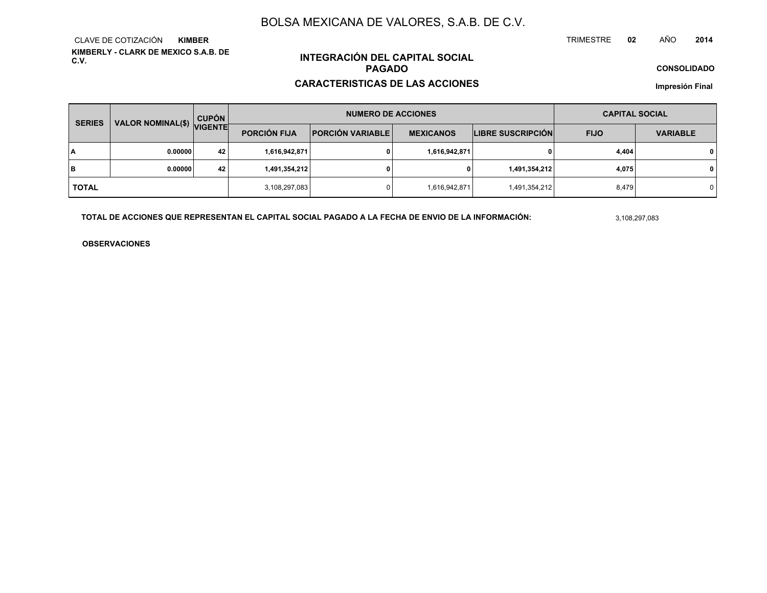# BOLSA MEXICANA DE VALORES, S.A.B. DE C.V.

CLAVE DE COTIZACIÓN **KIMBER**

TRIMESTRE **02** AÑO **2014**

**KIMBERLY - CLARK DE MEXICO S.A.B. DE C.V.**

## INTEGRACIÓN DEL CAPITAL SOCIAL PAGADO

## CARACTERISTICAS DE LAS ACCIONES

**CONSOLIDADO**

**Impresión Final**

| SERIES | VALOR NOMINAL($) | CUPÓN VIGENTE | NUMERO DE ACCIONES | | | | CAPITAL SOCIAL | |
|---|---|---|---|---|---|---|---|---|
| | | | PORCIÓN FIJA | PORCIÓN VARIABLE | MEXICANOS | LIBRE SUSCRIPCIÓN | FIJO | VARIABLE |
| A | 0.00000 | 42 | 1,616,942,871 | 0 | 1,616,942,871 | 0 | 4,404 | 0 |
| B | 0.00000 | 42 | 1,491,354,212 | 0 | 0 | 1,491,354,212 | 4,075 | 0 |
| TOTAL | | | 3,108,297,083 | 0 | 1,616,942,871 | 1,491,354,212 | 8,479 | 0 |

**TOTAL DE ACCIONES QUE REPRESENTAN EL CAPITAL SOCIAL PAGADO A LA FECHA DE ENVIO DE LA INFORMACIÓN:** 3,108,297,083

**OBSERVACIONES**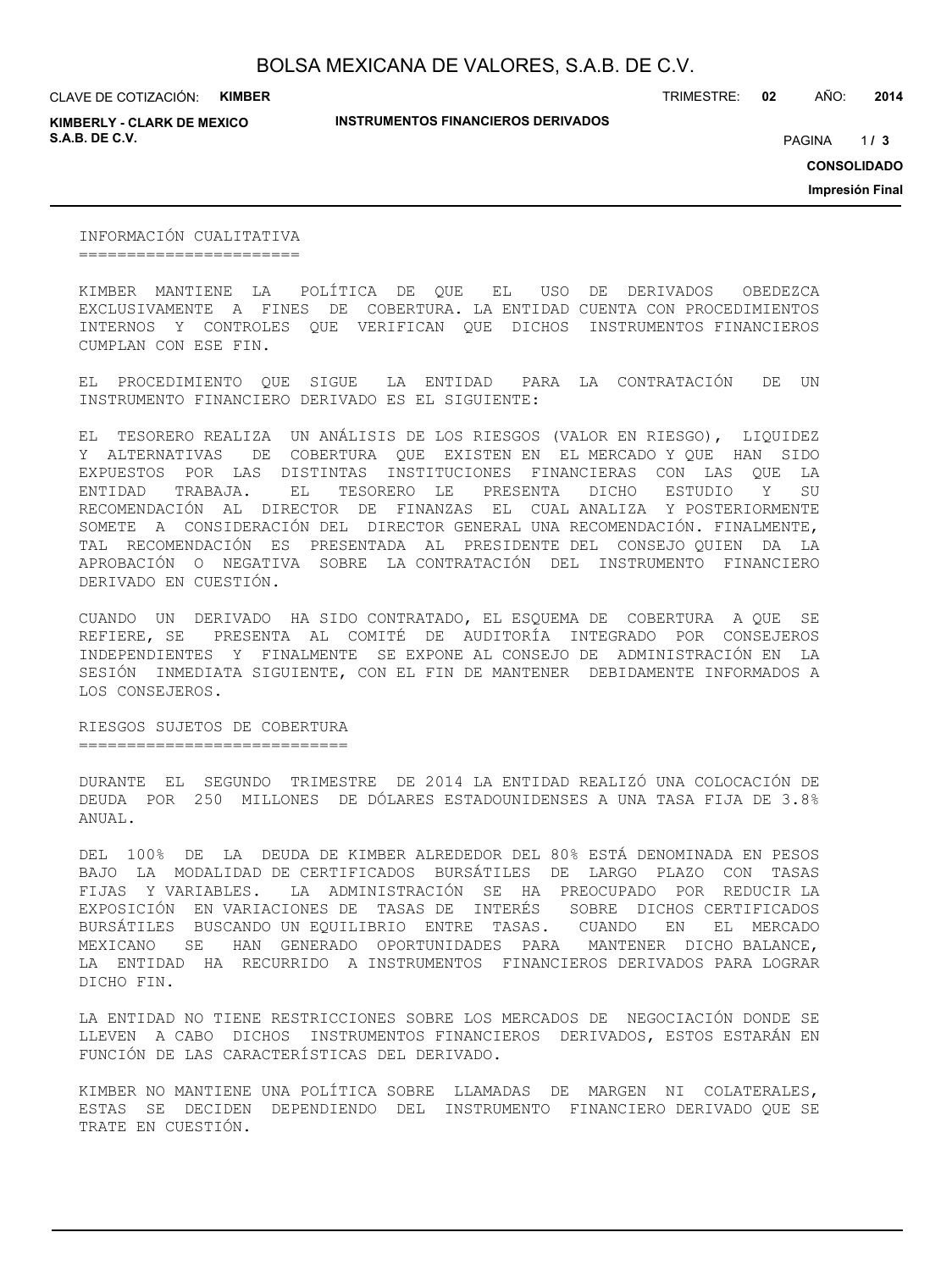## INFORMACIÓN CUALITATIVA

KIMBER MANTIENE LA POLÍTICA DE QUE EL USO DE DERIVADOS OBEDEZCA EXCLUSIVAMENTE A FINES DE COBERTURA. LA ENTIDAD CUENTA CON PROCEDIMIENTOS INTERNOS Y CONTROLES QUE VERIFICAN QUE DICHOS INSTRUMENTOS FINANCIEROS CUMPLAN CON ESE FIN.

EL PROCEDIMIENTO QUE SIGUE LA ENTIDAD PARA LA CONTRATACIÓN DE UN INSTRUMENTO FINANCIERO DERIVADO ES EL SIGUIENTE:

EL TESORERO REALIZA UN ANÁLISIS DE LOS RIESGOS (VALOR EN RIESGO), LIQUIDEZ Y ALTERNATIVAS DE COBERTURA QUE EXISTEN EN EL MERCADO Y QUE HAN SIDO EXPUESTOS POR LAS DISTINTAS INSTITUCIONES FINANCIERAS CON LAS QUE LA ENTIDAD TRABAJA. EL TESORERO LE PRESENTA DICHO ESTUDIO Y SU RECOMENDACIÓN AL DIRECTOR DE FINANZAS EL CUAL ANALIZA Y POSTERIORMENTE SOMETE A CONSIDERACIÓN DEL DIRECTOR GENERAL UNA RECOMENDACIÓN. FINALMENTE, TAL RECOMENDACIÓN ES PRESENTADA AL PRESIDENTE DEL CONSEJO QUIEN DA LA APROBACIÓN O NEGATIVA SOBRE LA CONTRATACIÓN DEL INSTRUMENTO FINANCIERO DERIVADO EN CUESTIÓN.

CUANDO UN DERIVADO HA SIDO CONTRATADO, EL ESQUEMA DE COBERTURA A QUE SE REFIERE, SE PRESENTA AL COMITÉ DE AUDITORÍA INTEGRADO POR CONSEJEROS INDEPENDIENTES Y FINALMENTE SE EXPONE AL CONSEJO DE ADMINISTRACIÓN EN LA SESIÓN INMEDIATA SIGUIENTE, CON EL FIN DE MANTENER DEBIDAMENTE INFORMADOS A LOS CONSEJEROS.

## RIESGOS SUJETOS DE COBERTURA

DURANTE EL SEGUNDO TRIMESTRE DE 2014 LA ENTIDAD REALIZÓ UNA COLOCACIÓN DE DEUDA POR 250 MILLONES DE DÓLARES ESTADOUNIDENSES A UNA TASA FIJA DE 3.8% ANUAL.

DEL 100% DE LA DEUDA DE KIMBER ALREDEDOR DEL 80% ESTÁ DENOMINADA EN PESOS BAJO LA MODALIDAD DE CERTIFICADOS BURSÁTILES DE LARGO PLAZO CON TASAS FIJAS Y VARIABLES. LA ADMINISTRACIÓN SE HA PREOCUPADO POR REDUCIR LA EXPOSICIÓN EN VARIACIONES DE TASAS DE INTERÉS SOBRE DICHOS CERTIFICADOS BURSÁTILES BUSCANDO UN EQUILIBRIO ENTRE TASAS. CUANDO EN EL MERCADO MEXICANO SE HAN GENERADO OPORTUNIDADES PARA MANTENER DICHO BALANCE, LA ENTIDAD HA RECURRIDO A INSTRUMENTOS FINANCIEROS DERIVADOS PARA LOGRAR DICHO FIN.

LA ENTIDAD NO TIENE RESTRICCIONES SOBRE LOS MERCADOS DE NEGOCIACIÓN DONDE SE LLEVEN A CABO DICHOS INSTRUMENTOS FINANCIEROS DERIVADOS, ESTOS ESTARÁN EN FUNCIÓN DE LAS CARACTERÍSTICAS DEL DERIVADO.

KIMBER NO MANTIENE UNA POLÍTICA SOBRE LLAMADAS DE MARGEN NI COLATERALES, ESTAS SE DECIDEN DEPENDIENDO DEL INSTRUMENTO FINANCIERO DERIVADO QUE SE TRATE EN CUESTIÓN.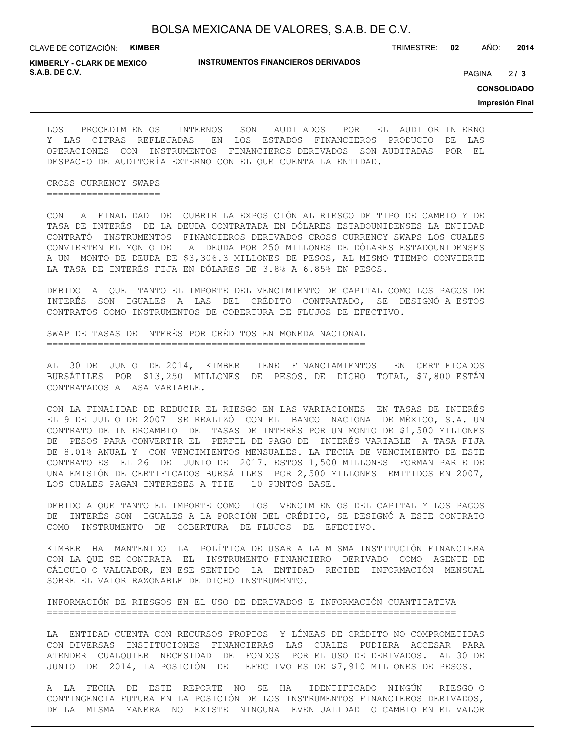LOS PROCEDIMIENTOS INTERNOS SON AUDITADOS POR EL AUDITOR INTERNO Y LAS CIFRAS REFLEJADAS EN LOS ESTADOS FINANCIEROS PRODUCTO DE LAS OPERACIONES CON INSTRUMENTOS FINANCIEROS DERIVADOS SON AUDITADAS POR EL DESPACHO DE AUDITORÍA EXTERNO CON EL QUE CUENTA LA ENTIDAD.

## CROSS CURRENCY SWAPS

CON LA FINALIDAD DE CUBRIR LA EXPOSICIÓN AL RIESGO DE TIPO DE CAMBIO Y DE TASA DE INTERÉS DE LA DEUDA CONTRATADA EN DÓLARES ESTADOUNIDENSES LA ENTIDAD CONTRATÓ INSTRUMENTOS FINANCIEROS DERIVADOS CROSS CURRENCY SWAPS LOS CUALES CONVIERTEN EL MONTO DE LA DEUDA POR 250 MILLONES DE DÓLARES ESTADOUNIDENSES A UN MONTO DE DEUDA DE $3,306.3 MILLONES DE PESOS, AL MISMO TIEMPO CONVIERTE LA TASA DE INTERÉS FIJA EN DÓLARES DE 3.8% A 6.85% EN PESOS.

DEBIDO A QUE TANTO EL IMPORTE DEL VENCIMIENTO DE CAPITAL COMO LOS PAGOS DE INTERÉS SON IGUALES A LAS DEL CRÉDITO CONTRATADO, SE DESIGNÓ A ESTOS CONTRATOS COMO INSTRUMENTOS DE COBERTURA DE FLUJOS DE EFECTIVO.

## SWAP DE TASAS DE INTERÉS POR CRÉDITOS EN MONEDA NACIONAL

AL 30 DE JUNIO DE 2014, KIMBER TIENE FINANCIAMIENTOS EN CERTIFICADOS BURSÁTILES POR $13,250 MILLONES DE PESOS. DE DICHO TOTAL, $7,800 ESTÁN CONTRATADOS A TASA VARIABLE.

CON LA FINALIDAD DE REDUCIR EL RIESGO EN LAS VARIACIONES EN TASAS DE INTERÉS EL 9 DE JULIO DE 2007 SE REALIZÓ CON EL BANCO NACIONAL DE MÉXICO, S.A. UN CONTRATO DE INTERCAMBIO DE TASAS DE INTERÉS POR UN MONTO DE $1,500 MILLONES DE PESOS PARA CONVERTIR EL PERFIL DE PAGO DE INTERÉS VARIABLE A TASA FIJA DE 8.01% ANUAL Y CON VENCIMIENTOS MENSUALES. LA FECHA DE VENCIMIENTO DE ESTE CONTRATO ES EL 26 DE JUNIO DE 2017. ESTOS 1,500 MILLONES FORMAN PARTE DE UNA EMISIÓN DE CERTIFICADOS BURSÁTILES POR 2,500 MILLONES EMITIDOS EN 2007, LOS CUALES PAGAN INTERESES A TIIE - 10 PUNTOS BASE.

DEBIDO A QUE TANTO EL IMPORTE COMO LOS VENCIMIENTOS DEL CAPITAL Y LOS PAGOS DE INTERÉS SON IGUALES A LA PORCIÓN DEL CRÉDITO, SE DESIGNÓ A ESTE CONTRATO COMO INSTRUMENTO DE COBERTURA DE FLUJOS DE EFECTIVO.

KIMBER HA MANTENIDO LA POLÍTICA DE USAR A LA MISMA INSTITUCIÓN FINANCIERA CON LA QUE SE CONTRATA EL INSTRUMENTO FINANCIERO DERIVADO COMO AGENTE DE CÁLCULO O VALUADOR, EN ESE SENTIDO LA ENTIDAD RECIBE INFORMACIÓN MENSUAL SOBRE EL VALOR RAZONABLE DE DICHO INSTRUMENTO.

## INFORMACIÓN DE RIESGOS EN EL USO DE DERIVADOS E INFORMACIÓN CUANTITATIVA

LA ENTIDAD CUENTA CON RECURSOS PROPIOS Y LÍNEAS DE CRÉDITO NO COMPROMETIDAS CON DIVERSAS INSTITUCIONES FINANCIERAS LAS CUALES PUDIERA ACCESAR PARA ATENDER CUALQUIER NECESIDAD DE FONDOS POR EL USO DE DERIVADOS. AL 30 DE JUNIO DE 2014, LA POSICIÓN DE EFECTIVO ES DE $7,910 MILLONES DE PESOS.

A LA FECHA DE ESTE REPORTE NO SE HA IDENTIFICADO NINGÚN RIESGO O CONTINGENCIA FUTURA EN LA POSICIÓN DE LOS INSTRUMENTOS FINANCIEROS DERIVADOS, DE LA MISMA MANERA NO EXISTE NINGUNA EVENTUALIDAD O CAMBIO EN EL VALOR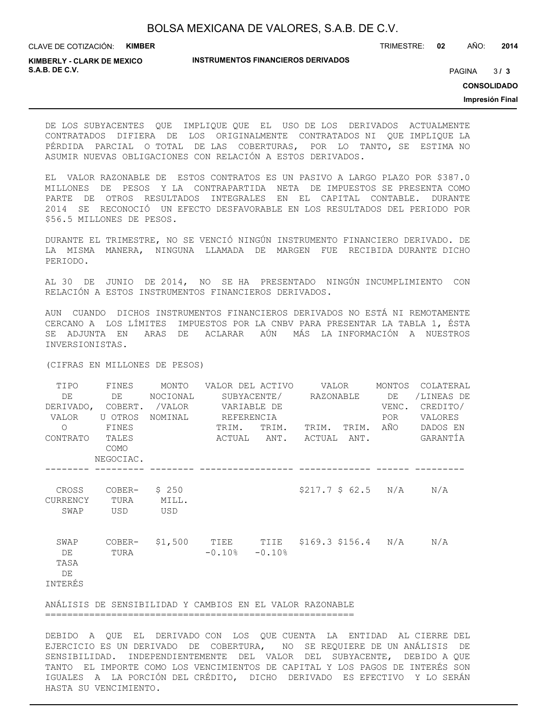DE LOS SUBYACENTES QUE IMPLIQUE QUE EL USO DE LOS DERIVADOS ACTUALMENTE CONTRATADOS DIFIERA DE LOS ORIGINALMENTE CONTRATADOS NI QUE IMPLIQUE LA PÉRDIDA PARCIAL O TOTAL DE LAS COBERTURAS, POR LO TANTO, SE ESTIMA NO ASUMIR NUEVAS OBLIGACIONES CON RELACIÓN A ESTOS DERIVADOS.

EL VALOR RAZONABLE DE ESTOS CONTRATOS ES UN PASIVO A LARGO PLAZO POR $387.0 MILLONES DE PESOS Y LA CONTRAPARTIDA NETA DE IMPUESTOS SE PRESENTA COMO PARTE DE OTROS RESULTADOS INTEGRALES EN EL CAPITAL CONTABLE. DURANTE 2014 SE RECONOCIÓ UN EFECTO DESFAVORABLE EN LOS RESULTADOS DEL PERIODO POR $56.5 MILLONES DE PESOS.

DURANTE EL TRIMESTRE, NO SE VENCIÓ NINGÚN INSTRUMENTO FINANCIERO DERIVADO. DE LA MISMA MANERA, NINGUNA LLAMADA DE MARGEN FUE RECIBIDA DURANTE DICHO PERIODO.

AL 30 DE JUNIO DE 2014, NO SE HA PRESENTADO NINGÚN INCUMPLIMIENTO CON RELACIÓN A ESTOS INSTRUMENTOS FINANCIEROS DERIVADOS.

AUN CUANDO DICHOS INSTRUMENTOS FINANCIEROS DERIVADOS NO ESTÁ NI REMOTAMENTE CERCANO A LOS LÍMITES IMPUESTOS POR LA CNBV PARA PRESENTAR LA TABLA 1, ÉSTA SE ADJUNTA EN ARAS DE ACLARAR AÚN MÁS LA INFORMACIÓN A NUESTROS INVERSIONISTAS.

(CIFRAS EN MILLONES DE PESOS)

| TIPO DE DERIVADO, VALOR O CONTRATO | FINES DE COBERT. U OTROS FINES TALES COMO NEGOCIAC. | MONTO NOCIONAL /VALOR NOMINAL | VALOR DEL ACTIVO SUBYACENTE/ VARIABLE DE REFERENCIA | | VALOR RAZONABLE | | MONTOS DE VENC. POR AÑO | COLATERAL /LINEAS DE CREDITO/ VALORES DADOS EN GARANTÍA |
|---|---|---|---|---|---|---|---|---|
| | | | TRIM. ACTUAL | TRIM. ANT. | TRIM. ACTUAL | TRIM. ANT. | | |
| CROSS CURRENCY SWAP | COBERTURA USD | $ 250 MILL. USD | | | $217.7 | $ 62.5 | N/A | N/A |
| SWAP DE TASA DE INTERÉS | COBERTURA | $1,500 | TIEE -0.10% | TIIE -0.10% | $169.3 | $156.4 | N/A | N/A |

ANÁLISIS DE SENSIBILIDAD Y CAMBIOS EN EL VALOR RAZONABLE
========================================================

DEBIDO A QUE EL DERIVADO CON LOS QUE CUENTA LA ENTIDAD AL CIERRE DEL EJERCICIO ES UN DERIVADO DE COBERTURA, NO SE REQUIERE DE UN ANÁLISIS DE SENSIBILIDAD. INDEPENDIENTEMENTE DEL VALOR DEL SUBYACENTE, DEBIDO A QUE TANTO EL IMPORTE COMO LOS VENCIMIENTOS DE CAPITAL Y LOS PAGOS DE INTERÉS SON IGUALES A LA PORCIÓN DEL CRÉDITO, DICHO DERIVADO ES EFECTIVO Y LO SERÁN HASTA SU VENCIMIENTO.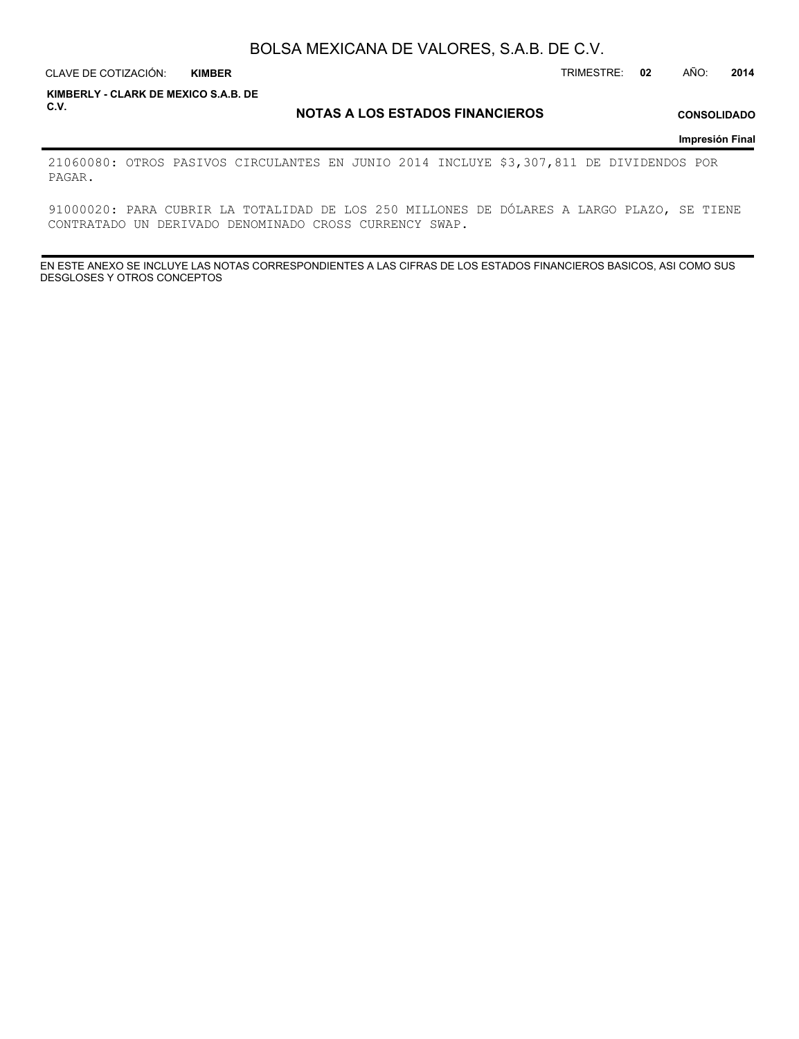# NOTAS A LOS ESTADOS FINANCIEROS

**CONSOLIDADO**

**Impresión Final**

21060080: OTROS PASIVOS CIRCULANTES EN JUNIO 2014 INCLUYE $3,307,811 DE DIVIDENDOS POR PAGAR.

91000020: PARA CUBRIR LA TOTALIDAD DE LOS 250 MILLONES DE DÓLARES A LARGO PLAZO, SE TIENE CONTRATADO UN DERIVADO DENOMINADO CROSS CURRENCY SWAP.

EN ESTE ANEXO SE INCLUYE LAS NOTAS CORRESPONDIENTES A LAS CIFRAS DE LOS ESTADOS FINANCIEROS BASICOS, ASI COMO SUS DESGLOSES Y OTROS CONCEPTOS